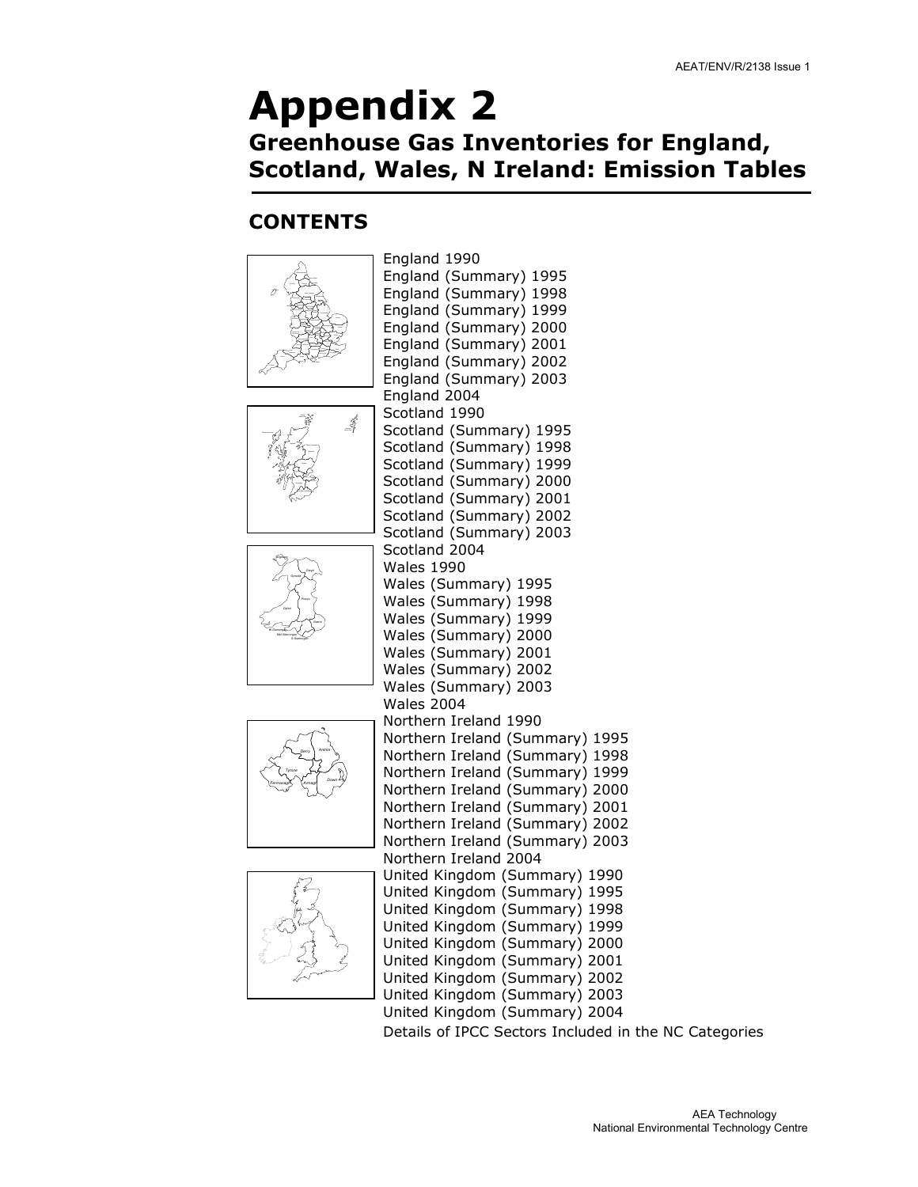# Appendix 2

## Greenhouse Gas Inventories for England, Scotland, Wales, N Ireland: Emission Tables

## CONTENTS

England 1990
England (Summary) 1995
England (Summary) 1998
England (Summary) 1999
England (Summary) 2000
England (Summary) 2001
England (Summary) 2002
England (Summary) 2003
England 2004
Scotland 1990
Scotland (Summary) 1995
Scotland (Summary) 1998
Scotland (Summary) 1999
Scotland (Summary) 2000
Scotland (Summary) 2001
Scotland (Summary) 2002
Scotland (Summary) 2003
Scotland 2004
Wales 1990
Wales (Summary) 1995
Wales (Summary) 1998
Wales (Summary) 1999
Wales (Summary) 2000
Wales (Summary) 2001
Wales (Summary) 2002
Wales (Summary) 2003
Wales 2004
Northern Ireland 1990
Northern Ireland (Summary) 1995
Northern Ireland (Summary) 1998
Northern Ireland (Summary) 1999
Northern Ireland (Summary) 2000
Northern Ireland (Summary) 2001
Northern Ireland (Summary) 2002
Northern Ireland (Summary) 2003
Northern Ireland 2004
United Kingdom (Summary) 1990
United Kingdom (Summary) 1995
United Kingdom (Summary) 1998
United Kingdom (Summary) 1999
United Kingdom (Summary) 2000
United Kingdom (Summary) 2001
United Kingdom (Summary) 2002
United Kingdom (Summary) 2003
United Kingdom (Summary) 2004
Details of IPCC Sectors Included in the NC Categories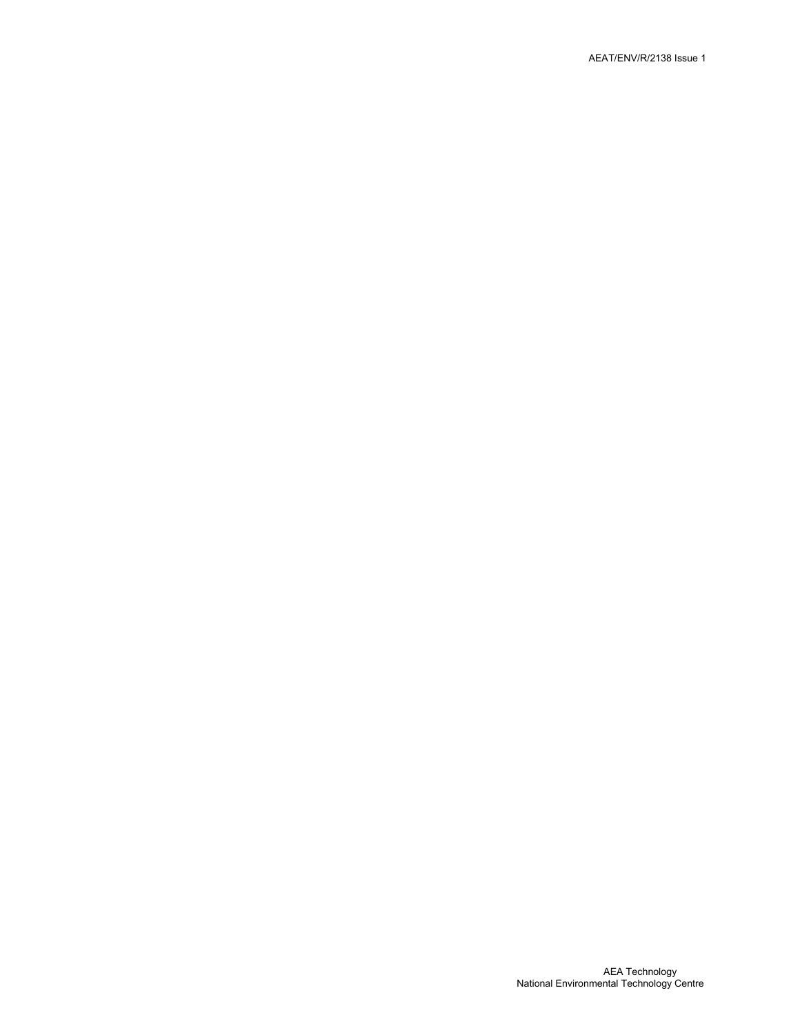AEA Technology
National Environmental Technology Centre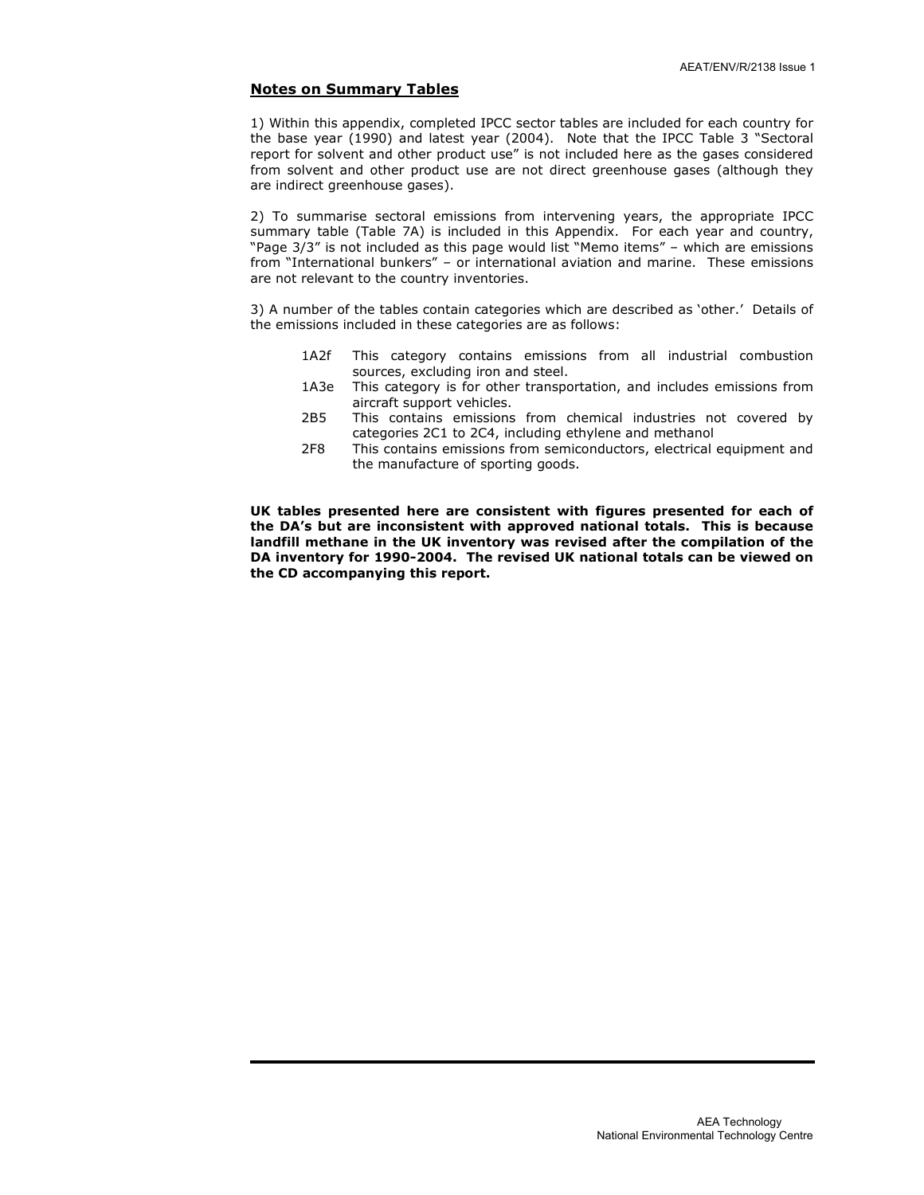## **Notes on Summary Tables**

1) Within this appendix, completed IPCC sector tables are included for each country for the base year (1990) and latest year (2004). Note that the IPCC Table 3 "Sectoral report for solvent and other product use" is not included here as the gases considered from solvent and other product use are not direct greenhouse gases (although they are indirect greenhouse gases).

2) To summarise sectoral emissions from intervening years, the appropriate IPCC summary table (Table 7A) is included in this Appendix. For each year and country, "Page 3/3" is not included as this page would list "Memo items" – which are emissions from "International bunkers" – or international aviation and marine. These emissions are not relevant to the country inventories.

3) A number of the tables contain categories which are described as 'other.' Details of the emissions included in these categories are as follows:

- 1A2f This category contains emissions from all industrial combustion sources, excluding iron and steel.
- 1A3e This category is for other transportation, and includes emissions from aircraft support vehicles.
- 2B5 This contains emissions from chemical industries not covered by categories 2C1 to 2C4, including ethylene and methanol
- 2F8 This contains emissions from semiconductors, electrical equipment and the manufacture of sporting goods.

**UK tables presented here are consistent with figures presented for each of the DA's but are inconsistent with approved national totals. This is because landfill methane in the UK inventory was revised after the compilation of the DA inventory for 1990-2004. The revised UK national totals can be viewed on the CD accompanying this report.**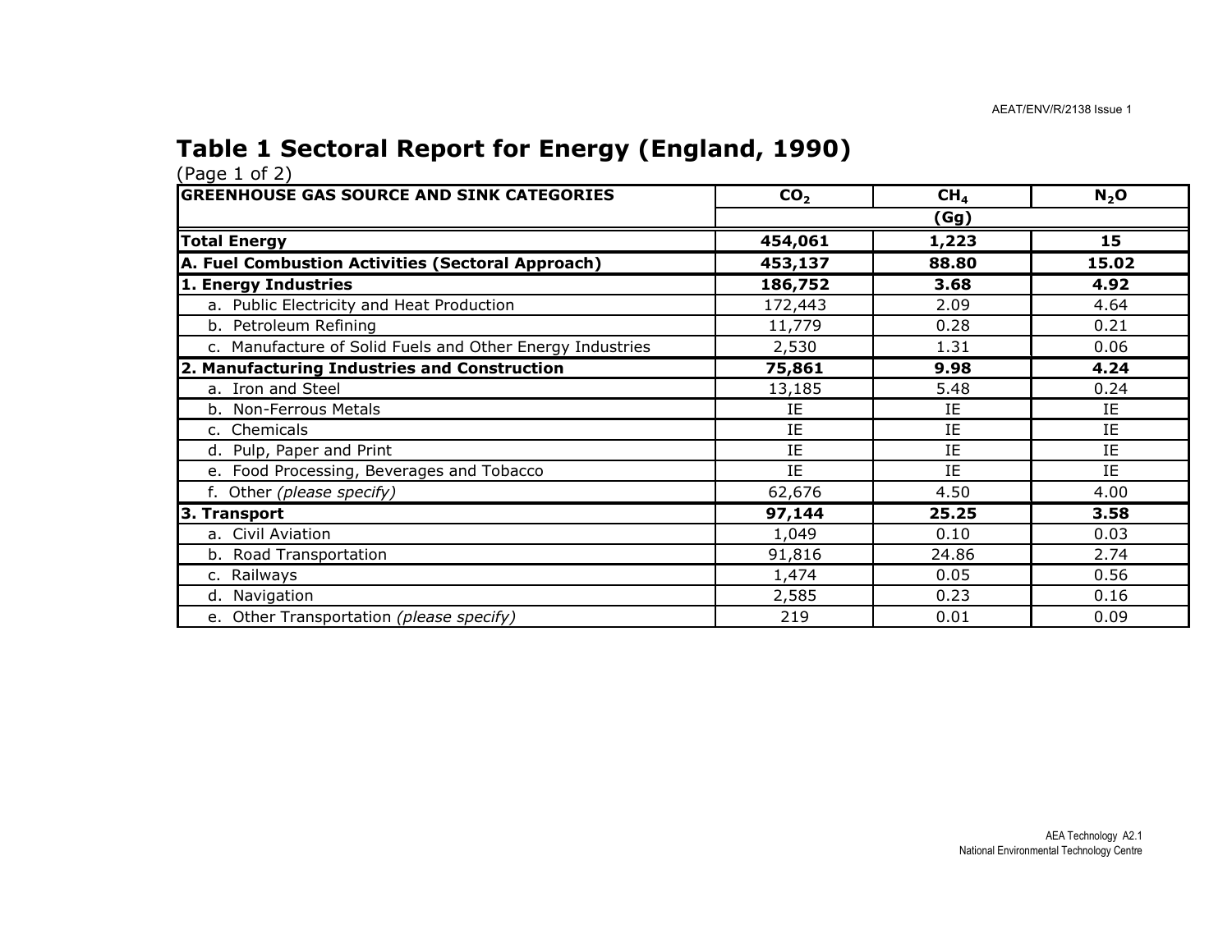## Table 1 Sectoral Report for Energy (England, 1990)

(Page 1 of 2)

| GREENHOUSE GAS SOURCE AND SINK CATEGORIES | $CO_2$ | $CH_4$ | $N_2O$ |
|---|---|---|---|
| | | (Gg) | |
| **Total Energy** | **454,061** | **1,223** | **15** |
| **A. Fuel Combustion Activities (Sectoral Approach)** | **453,137** | **88.80** | **15.02** |
| **1. Energy Industries** | **186,752** | **3.68** | **4.92** |
| a. Public Electricity and Heat Production | 172,443 | 2.09 | 4.64 |
| b. Petroleum Refining | 11,779 | 0.28 | 0.21 |
| c. Manufacture of Solid Fuels and Other Energy Industries | 2,530 | 1.31 | 0.06 |
| **2. Manufacturing Industries and Construction** | **75,861** | **9.98** | **4.24** |
| a. Iron and Steel | 13,185 | 5.48 | 0.24 |
| b. Non-Ferrous Metals | IE | IE | IE |
| c. Chemicals | IE | IE | IE |
| d. Pulp, Paper and Print | IE | IE | IE |
| e. Food Processing, Beverages and Tobacco | IE | IE | IE |
| f. Other *(please specify)* | 62,676 | 4.50 | 4.00 |
| **3. Transport** | **97,144** | **25.25** | **3.58** |
| a. Civil Aviation | 1,049 | 0.10 | 0.03 |
| b. Road Transportation | 91,816 | 24.86 | 2.74 |
| c. Railways | 1,474 | 0.05 | 0.56 |
| d. Navigation | 2,585 | 0.23 | 0.16 |
| e. Other Transportation *(please specify)* | 219 | 0.01 | 0.09 |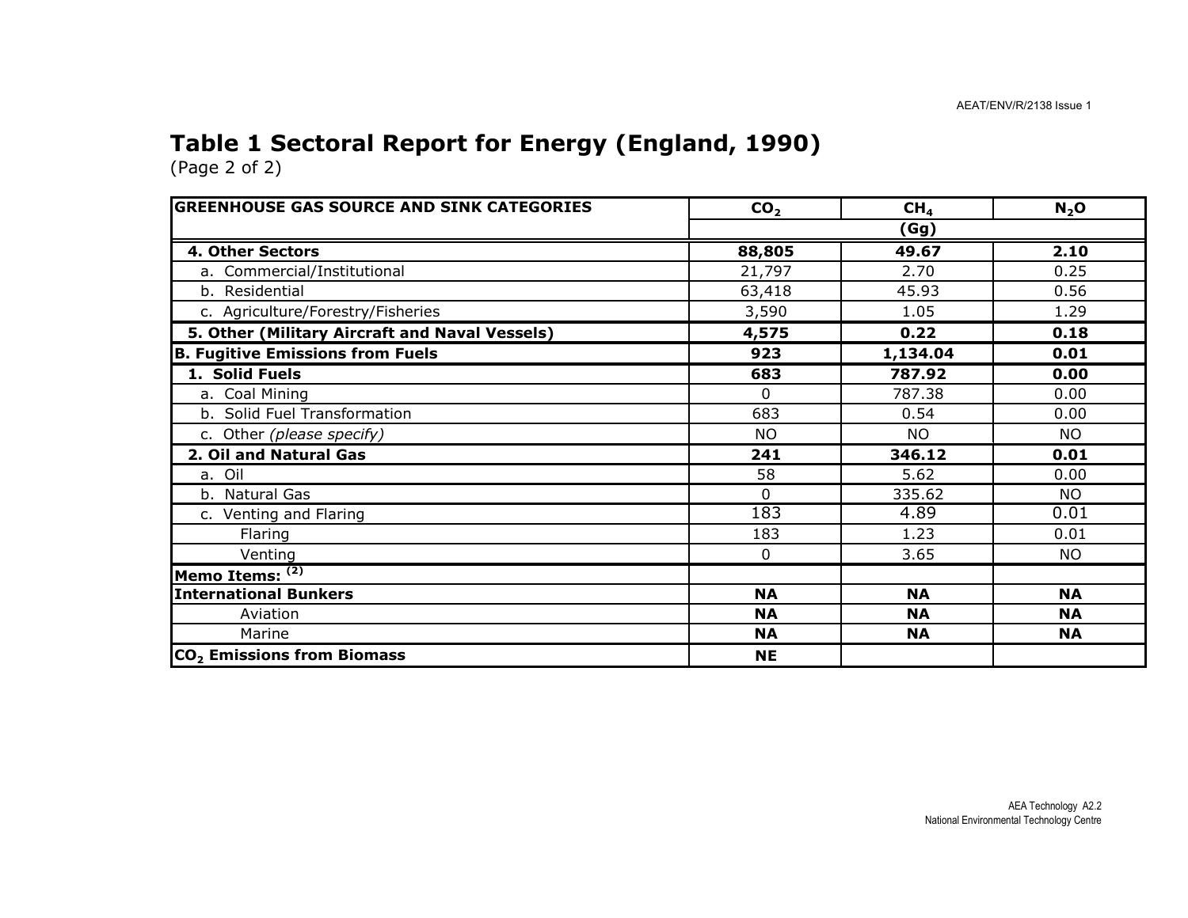## Table 1 Sectoral Report for Energy (England, 1990)

(Page 2 of 2)

| GREENHOUSE GAS SOURCE AND SINK CATEGORIES | $CO_2$ | $CH_4$ | $N_2O$ |
|---|---|---|---|
| | (Gg) | | |
| **4. Other Sectors** | **88,805** | **49.67** | **2.10** |
| a. Commercial/Institutional | 21,797 | 2.70 | 0.25 |
| b. Residential | 63,418 | 45.93 | 0.56 |
| c. Agriculture/Forestry/Fisheries | 3,590 | 1.05 | 1.29 |
| **5. Other (Military Aircraft and Naval Vessels)** | **4,575** | **0.22** | **0.18** |
| **B. Fugitive Emissions from Fuels** | **923** | **1,134.04** | **0.01** |
| **1. Solid Fuels** | **683** | **787.92** | **0.00** |
| a. Coal Mining | 0 | 787.38 | 0.00 |
| b. Solid Fuel Transformation | 683 | 0.54 | 0.00 |
| c. Other *(please specify)* | NO | NO | NO |
| **2. Oil and Natural Gas** | **241** | **346.12** | **0.01** |
| a. Oil | 58 | 5.62 | 0.00 |
| b. Natural Gas | 0 | 335.62 | NO |
| c. Venting and Flaring | 183 | 4.89 | 0.01 |
| Flaring | 183 | 1.23 | 0.01 |
| Venting | 0 | 3.65 | NO |
| **Memo Items:** [(2)] | | | |
| **International Bunkers** | **NA** | **NA** | **NA** |
| Aviation | **NA** | **NA** | **NA** |
| Marine | **NA** | **NA** | **NA** |
| **$CO_2$ Emissions from Biomass** | **NE** | | |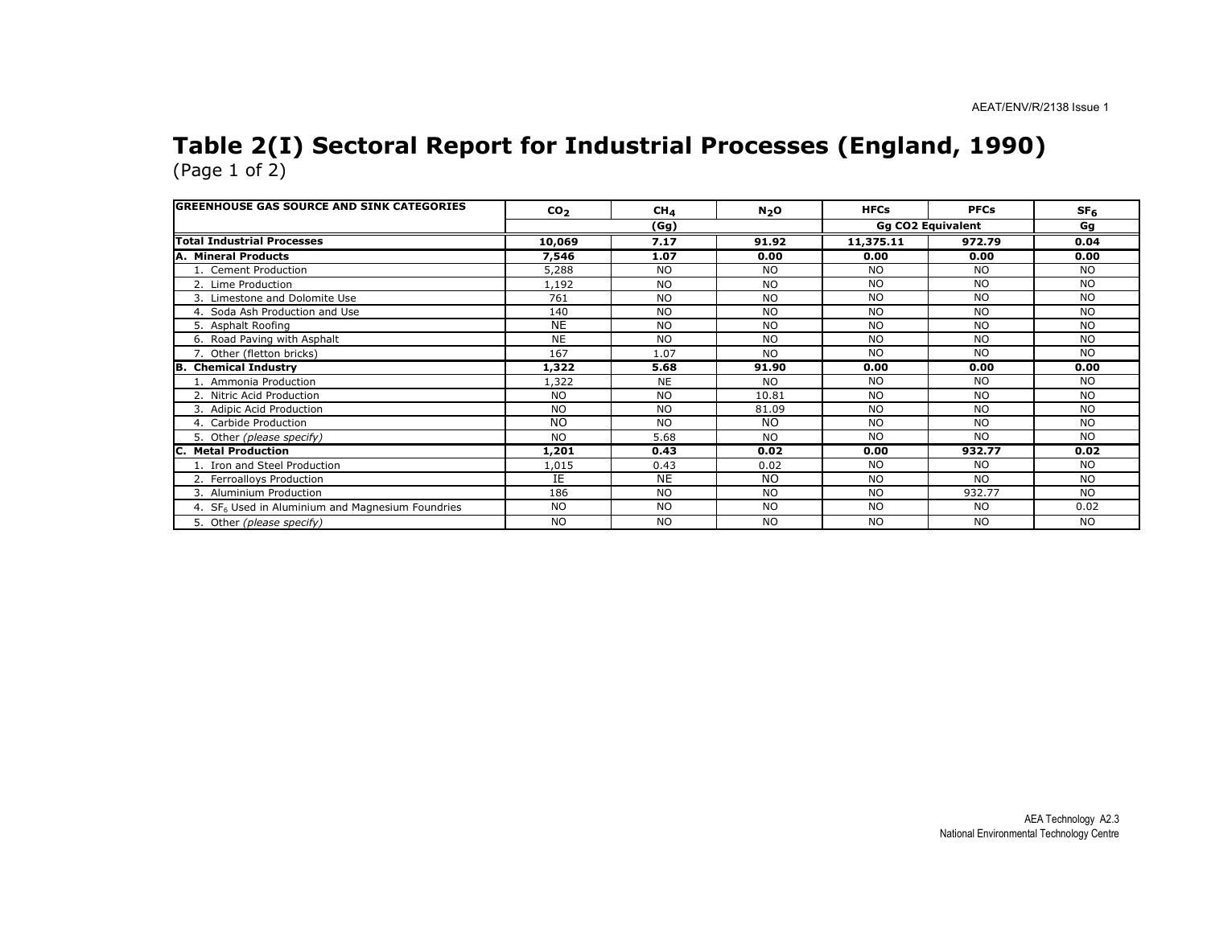# Table 2(I) Sectoral Report for Industrial Processes (England, 1990)

(Page 1 of 2)

| GREENHOUSE GAS SOURCE AND SINK CATEGORIES | $CO_2$ | $CH_4$ | $N_2O$ | HFCs | PFCs | $SF_6$ |
|---|---|---|---|---|---|---|
| | (Gg) | | | Gg CO2 Equivalent | | Gg |
| **Total Industrial Processes** | **10,069** | **7.17** | **91.92** | **11,375.11** | **972.79** | **0.04** |
| **A. Mineral Products** | **7,546** | **1.07** | **0.00** | **0.00** | **0.00** | **0.00** |
| 1. Cement Production | 5,288 | NO | NO | NO | NO | NO |
| 2. Lime Production | 1,192 | NO | NO | NO | NO | NO |
| 3. Limestone and Dolomite Use | 761 | NO | NO | NO | NO | NO |
| 4. Soda Ash Production and Use | 140 | NO | NO | NO | NO | NO |
| 5. Asphalt Roofing | NE | NO | NO | NO | NO | NO |
| 6. Road Paving with Asphalt | NE | NO | NO | NO | NO | NO |
| 7. Other (fletton bricks) | 167 | 1.07 | NO | NO | NO | NO |
| **B. Chemical Industry** | **1,322** | **5.68** | **91.90** | **0.00** | **0.00** | **0.00** |
| 1. Ammonia Production | 1,322 | NE | NO | NO | NO | NO |
| 2. Nitric Acid Production | NO | NO | 10.81 | NO | NO | NO |
| 3. Adipic Acid Production | NO | NO | 81.09 | NO | NO | NO |
| 4. Carbide Production | NO | NO | NO | NO | NO | NO |
| 5. Other *(please specify)* | NO | 5.68 | NO | NO | NO | NO |
| **C. Metal Production** | **1,201** | **0.43** | **0.02** | **0.00** | **932.77** | **0.02** |
| 1. Iron and Steel Production | 1,015 | 0.43 | 0.02 | NO | NO | NO |
| 2. Ferroalloys Production | IE | NE | NO | NO | NO | NO |
| 3. Aluminium Production | 186 | NO | NO | NO | 932.77 | NO |
| 4. $SF_6$ Used in Aluminium and Magnesium Foundries | NO | NO | NO | NO | NO | 0.02 |
| 5. Other *(please specify)* | NO | NO | NO | NO | NO | NO |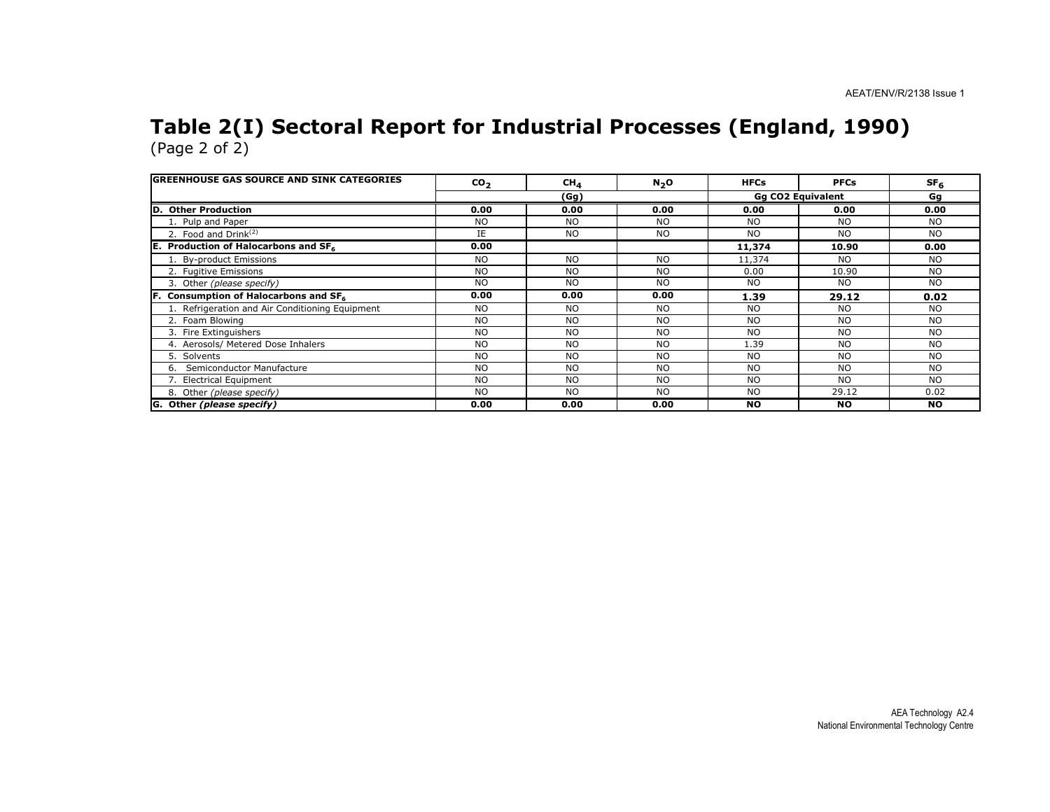# Table 2(I) Sectoral Report for Industrial Processes (England, 1990)

(Page 2 of 2)

| GREENHOUSE GAS SOURCE AND SINK CATEGORIES | $CO_2$ | $CH_4$ | $N_2O$ | HFCs | PFCs | $SF_6$ |
|---|---|---|---|---|---|---|
| | (Gg) | | | Gg CO2 Equivalent | | Gg |
| **D. Other Production** | **0.00** | **0.00** | **0.00** | **0.00** | **0.00** | **0.00** |
| 1. Pulp and Paper | NO | NO | NO | NO | NO | NO |
| 2. Food and Drink[2] | IE | NO | NO | NO | NO | NO |
| **E. Production of Halocarbons and $SF_6$** | **0.00** | | | **11,374** | **10.90** | **0.00** |
| 1. By-product Emissions | NO | NO | NO | 11,374 | NO | NO |
| 2. Fugitive Emissions | NO | NO | NO | 0.00 | 10.90 | NO |
| 3. Other *(please specify)* | NO | NO | NO | NO | NO | NO |
| **F. Consumption of Halocarbons and $SF_6$** | **0.00** | **0.00** | **0.00** | **1.39** | **29.12** | **0.02** |
| 1. Refrigeration and Air Conditioning Equipment | NO | NO | NO | NO | NO | NO |
| 2. Foam Blowing | NO | NO | NO | NO | NO | NO |
| 3. Fire Extinguishers | NO | NO | NO | NO | NO | NO |
| 4. Aerosols/ Metered Dose Inhalers | NO | NO | NO | 1.39 | NO | NO |
| 5. Solvents | NO | NO | NO | NO | NO | NO |
| 6. Semiconductor Manufacture | NO | NO | NO | NO | NO | NO |
| 7. Electrical Equipment | NO | NO | NO | NO | NO | NO |
| 8. Other *(please specify)* | NO | NO | NO | NO | 29.12 | 0.02 |
| **G. Other *(please specify)*** | **0.00** | **0.00** | **0.00** | **NO** | **NO** | **NO** |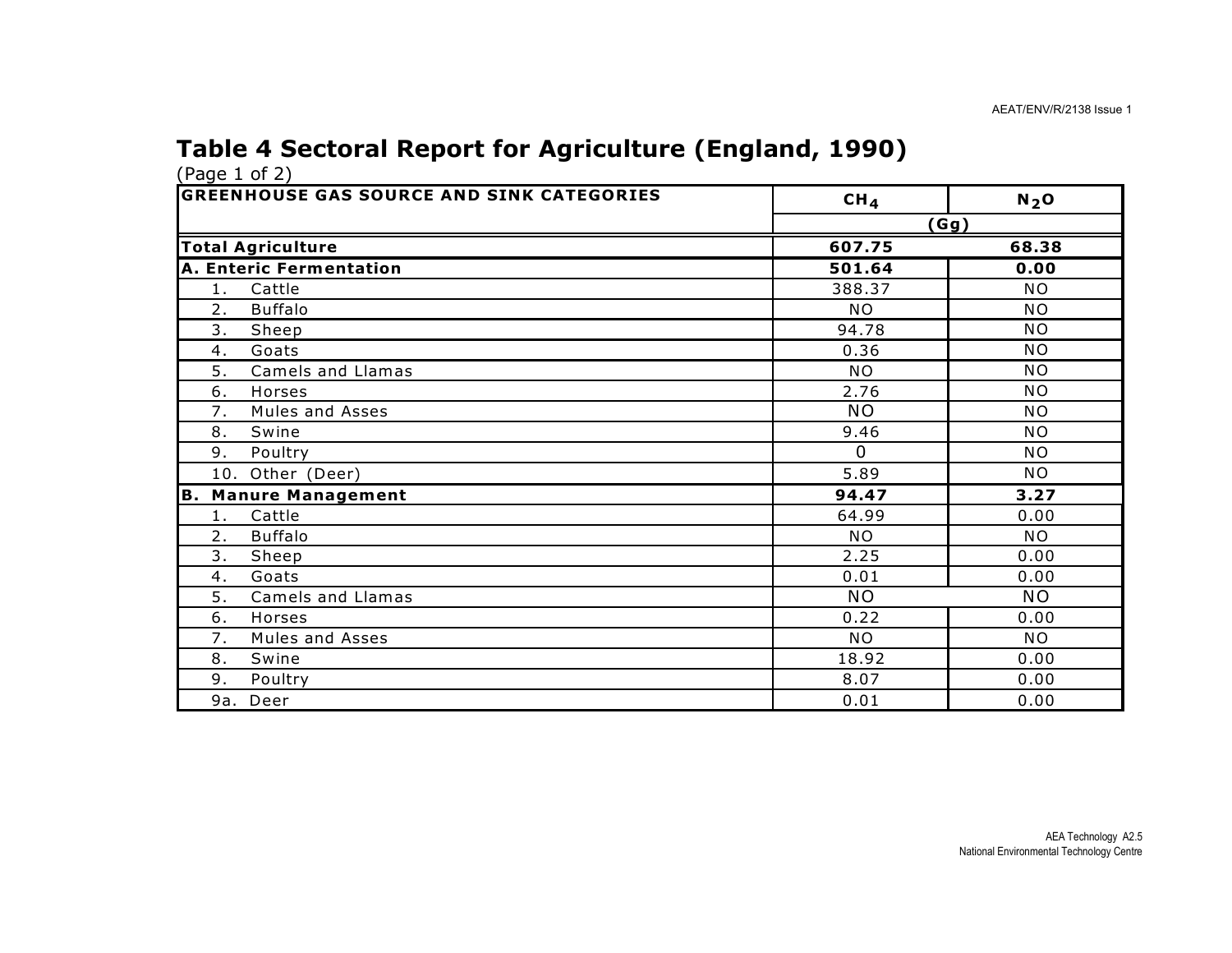# Table 4 Sectoral Report for Agriculture (England, 1990)

(Page 1 of 2)

| GREENHOUSE GAS SOURCE AND SINK CATEGORIES | $CH_4$ | $N_2O$ |
|---|---|---|
| | (Gg) | |
| **Total Agriculture** | **607.75** | **68.38** |
| **A. Enteric Fermentation** | **501.64** | **0.00** |
| 1. Cattle | 388.37 | NO |
| 2. Buffalo | NO | NO |
| 3. Sheep | 94.78 | NO |
| 4. Goats | 0.36 | NO |
| 5. Camels and Llamas | NO | NO |
| 6. Horses | 2.76 | NO |
| 7. Mules and Asses | NO | NO |
| 8. Swine | 9.46 | NO |
| 9. Poultry | 0 | NO |
| 10. Other (Deer) | 5.89 | NO |
| **B. Manure Management** | **94.47** | **3.27** |
| 1. Cattle | 64.99 | 0.00 |
| 2. Buffalo | NO | NO |
| 3. Sheep | 2.25 | 0.00 |
| 4. Goats | 0.01 | 0.00 |
| 5. Camels and Llamas | NO | NO |
| 6. Horses | 0.22 | 0.00 |
| 7. Mules and Asses | NO | NO |
| 8. Swine | 18.92 | 0.00 |
| 9. Poultry | 8.07 | 0.00 |
| 9a. Deer | 0.01 | 0.00 |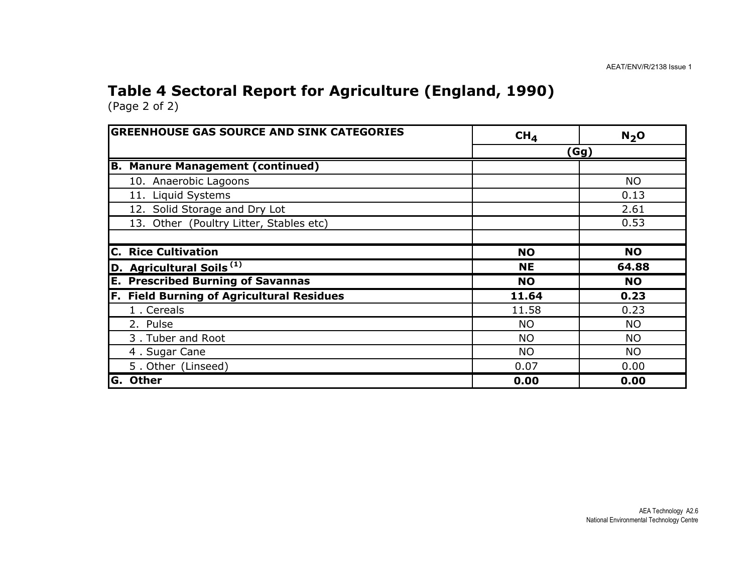# Table 4 Sectoral Report for Agriculture (England, 1990)

(Page 2 of 2)

| GREENHOUSE GAS SOURCE AND SINK CATEGORIES | $CH_4$ | $N_2O$ |
|---|---|---|
| | (Gg) | |
| **B. Manure Management (continued)** | | |
| 10. Anaerobic Lagoons | | NO |
| 11. Liquid Systems | | 0.13 |
| 12. Solid Storage and Dry Lot | | 2.61 |
| 13. Other (Poultry Litter, Stables etc) | | 0.53 |
| | | |
| **C. Rice Cultivation** | **NO** | **NO** |
| **D. Agricultural Soils [1]** | **NE** | **64.88** |
| **E. Prescribed Burning of Savannas** | **NO** | **NO** |
| **F. Field Burning of Agricultural Residues** | **11.64** | **0.23** |
| 1 . Cereals | 11.58 | 0.23 |
| 2. Pulse | NO | NO |
| 3 . Tuber and Root | NO | NO |
| 4 . Sugar Cane | NO | NO |
| 5 . Other (Linseed) | 0.07 | 0.00 |
| **G. Other** | **0.00** | **0.00** |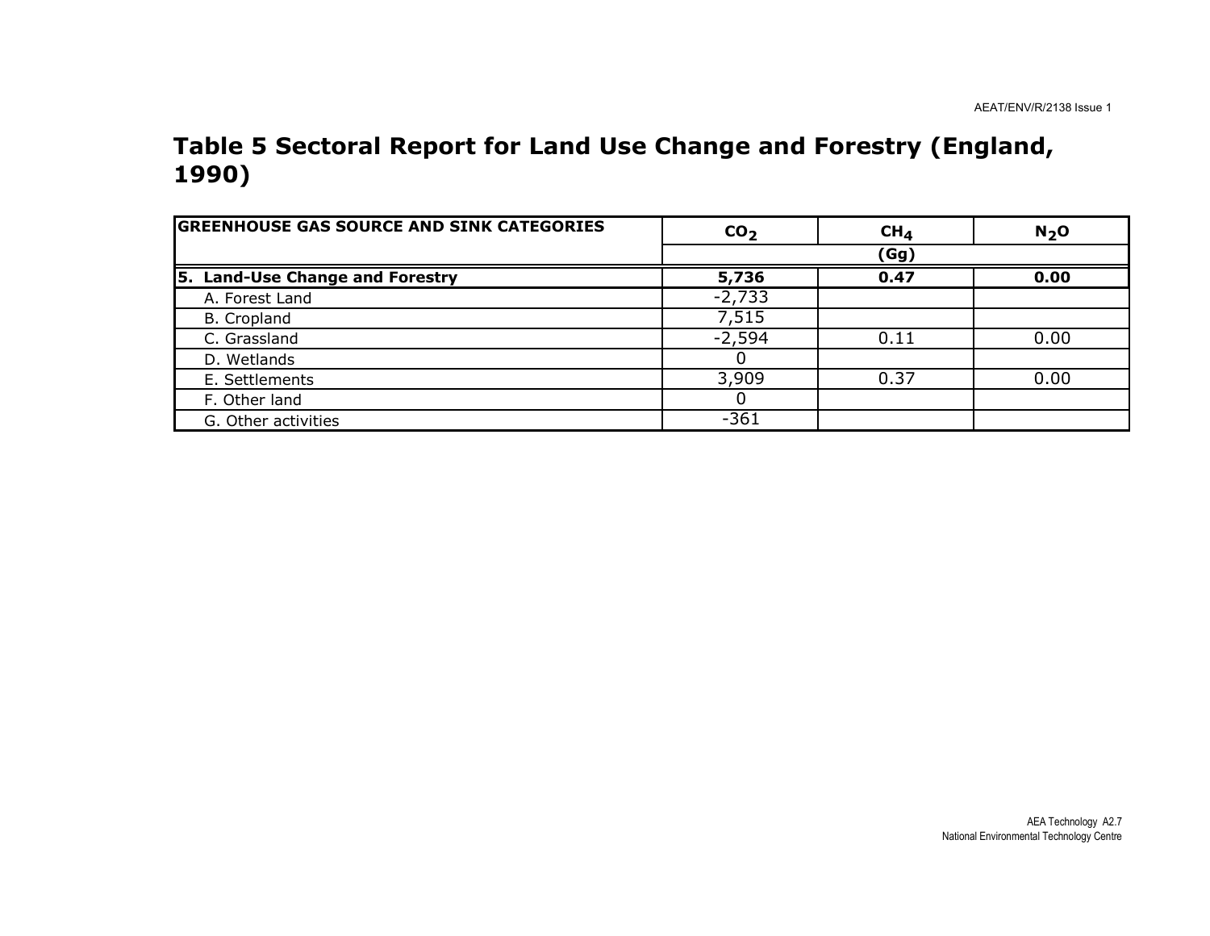## Table 5 Sectoral Report for Land Use Change and Forestry (England, 1990)

| GREENHOUSE GAS SOURCE AND SINK CATEGORIES | $CO_2$ | $CH_4$ | $N_2O$ |
|---|---|---|---|
| | | (Gg) | |
| **5. Land-Use Change and Forestry** | **5,736** | **0.47** | **0.00** |
| A. Forest Land | -2,733 | | |
| B. Cropland | 7,515 | | |
| C. Grassland | -2,594 | 0.11 | 0.00 |
| D. Wetlands | 0 | | |
| E. Settlements | 3,909 | 0.37 | 0.00 |
| F. Other land | 0 | | |
| G. Other activities | -361 | | |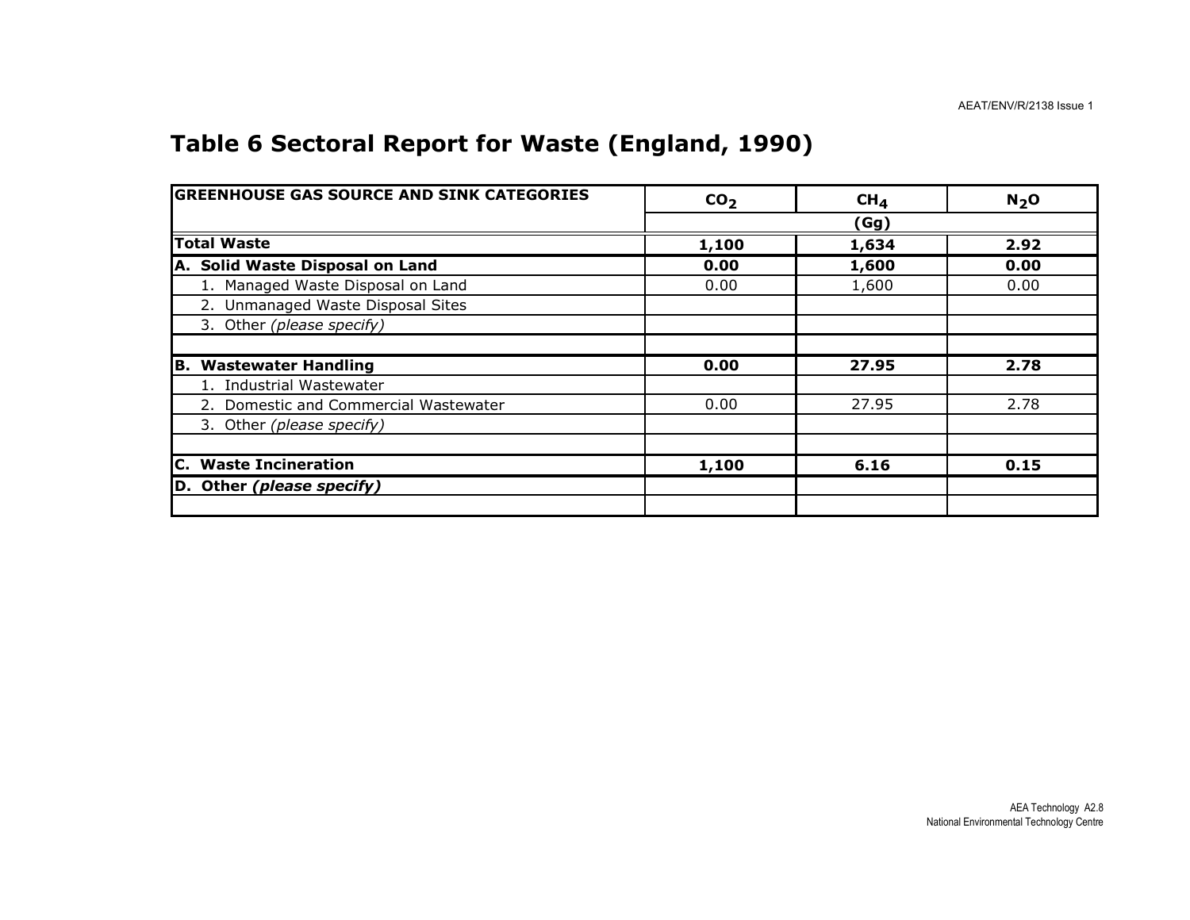# Table 6 Sectoral Report for Waste (England, 1990)

| GREENHOUSE GAS SOURCE AND SINK CATEGORIES | $CO_2$ | $CH_4$ | $N_2O$ |
|---|---|---|---|
| | | (Gg) | |
| **Total Waste** | **1,100** | **1,634** | **2.92** |
| **A. Solid Waste Disposal on Land** | **0.00** | **1,600** | **0.00** |
| 1. Managed Waste Disposal on Land | 0.00 | 1,600 | 0.00 |
| 2. Unmanaged Waste Disposal Sites | | | |
| 3. Other *(please specify)* | | | |
| | | | |
| **B. Wastewater Handling** | **0.00** | **27.95** | **2.78** |
| 1. Industrial Wastewater | | | |
| 2. Domestic and Commercial Wastewater | 0.00 | 27.95 | 2.78 |
| 3. Other *(please specify)* | | | |
| | | | |
| **C. Waste Incineration** | **1,100** | **6.16** | **0.15** |
| **D. Other *(please specify)*** | | | |
| | | | |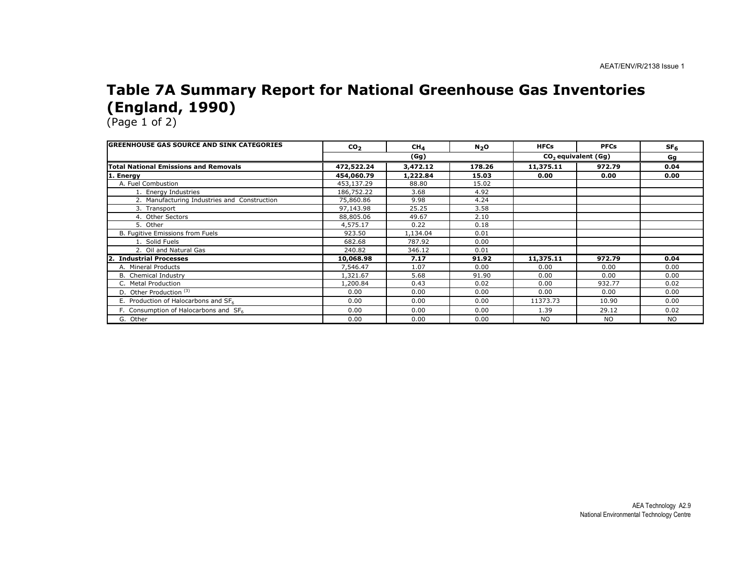# Table 7A Summary Report for National Greenhouse Gas Inventories (England, 1990)

(Page 1 of 2)

| GREENHOUSE GAS SOURCE AND SINK CATEGORIES | $CO_2$ | $CH_4$ | $N_2O$ | HFCs | PFCs | $SF_6$ |
|---|---|---|---|---|---|---|
| | | (Gg) | | $CO_2$ equivalent (Gg) | | Gg |
| **Total National Emissions and Removals** | **472,522.24** | **3,472.12** | **178.26** | **11,375.11** | **972.79** | **0.04** |
| **1. Energy** | **454,060.79** | **1,222.84** | **15.03** | **0.00** | **0.00** | **0.00** |
| A. Fuel Combustion | 453,137.29 | 88.80 | 15.02 | | | |
| 1. Energy Industries | 186,752.22 | 3.68 | 4.92 | | | |
| 2. Manufacturing Industries and Construction | 75,860.86 | 9.98 | 4.24 | | | |
| 3. Transport | 97,143.98 | 25.25 | 3.58 | | | |
| 4. Other Sectors | 88,805.06 | 49.67 | 2.10 | | | |
| 5. Other | 4,575.17 | 0.22 | 0.18 | | | |
| B. Fugitive Emissions from Fuels | 923.50 | 1,134.04 | 0.01 | | | |
| 1. Solid Fuels | 682.68 | 787.92 | 0.00 | | | |
| 2. Oil and Natural Gas | 240.82 | 346.12 | 0.01 | | | |
| **2. Industrial Processes** | **10,068.98** | **7.17** | **91.92** | **11,375.11** | **972.79** | **0.04** |
| A. Mineral Products | 7,546.47 | 1.07 | 0.00 | 0.00 | 0.00 | 0.00 |
| B. Chemical Industry | 1,321.67 | 5.68 | 91.90 | 0.00 | 0.00 | 0.00 |
| C. Metal Production | 1,200.84 | 0.43 | 0.02 | 0.00 | 932.77 | 0.02 |
| D. Other Production [3] | 0.00 | 0.00 | 0.00 | 0.00 | 0.00 | 0.00 |
| E. Production of Halocarbons and $SF_6$ | 0.00 | 0.00 | 0.00 | 11373.73 | 10.90 | 0.00 |
| F. Consumption of Halocarbons and $SF_6$ | 0.00 | 0.00 | 0.00 | 1.39 | 29.12 | 0.02 |
| G. Other | 0.00 | 0.00 | 0.00 | NO | NO | NO |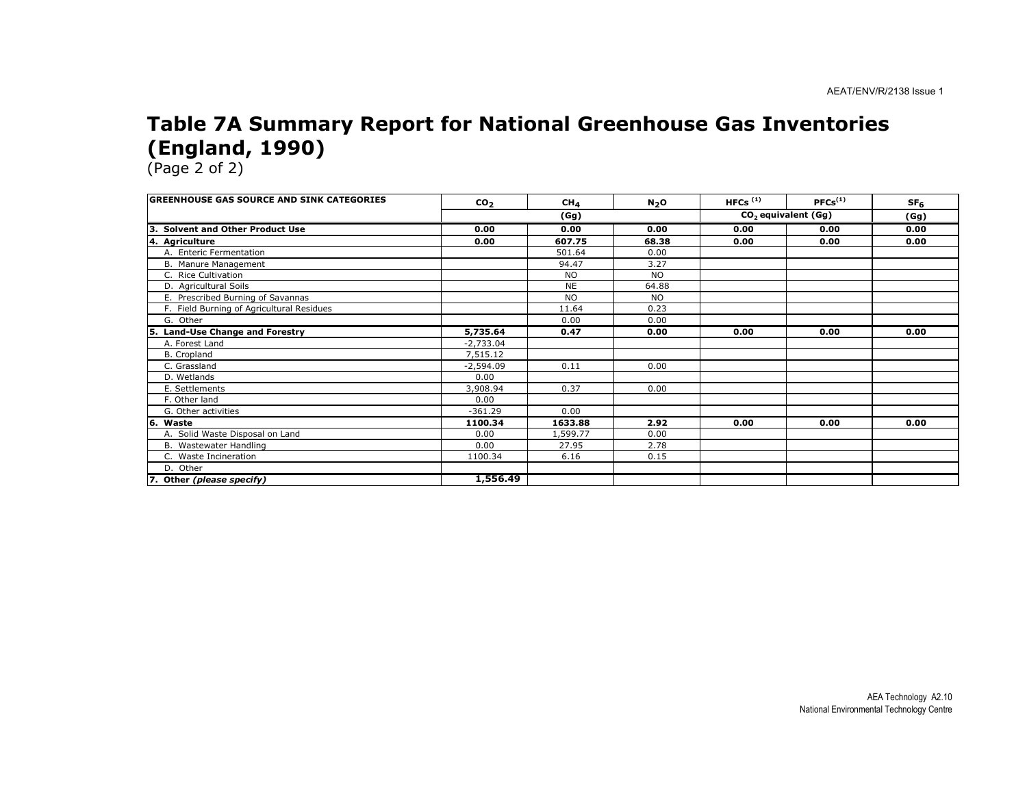# Table 7A Summary Report for National Greenhouse Gas Inventories (England, 1990)

(Page 2 of 2)

| GREENHOUSE GAS SOURCE AND SINK CATEGORIES | $CO_2$ | $CH_4$ | $N_2O$ | HFCs [1] | PFCs[1] | $SF_6$ |
|---|---|---|---|---|---|---|
| | | (Gg) | | $CO_2$ equivalent (Gg) | | (Gg) |
| **3. Solvent and Other Product Use** | **0.00** | **0.00** | **0.00** | **0.00** | **0.00** | **0.00** |
| **4. Agriculture** | **0.00** | **607.75** | **68.38** | **0.00** | **0.00** | **0.00** |
| A. Enteric Fermentation | | 501.64 | 0.00 | | | |
| B. Manure Management | | 94.47 | 3.27 | | | |
| C. Rice Cultivation | | NO | NO | | | |
| D. Agricultural Soils | | NE | 64.88 | | | |
| E. Prescribed Burning of Savannas | | NO | NO | | | |
| F. Field Burning of Agricultural Residues | | 11.64 | 0.23 | | | |
| G. Other | | 0.00 | 0.00 | | | |
| **5. Land-Use Change and Forestry** | **5,735.64** | **0.47** | **0.00** | **0.00** | **0.00** | **0.00** |
| A. Forest Land | -2,733.04 | | | | | |
| B. Cropland | 7,515.12 | | | | | |
| C. Grassland | -2,594.09 | 0.11 | 0.00 | | | |
| D. Wetlands | 0.00 | | | | | |
| E. Settlements | 3,908.94 | 0.37 | 0.00 | | | |
| F. Other land | 0.00 | | | | | |
| G. Other activities | -361.29 | 0.00 | | | | |
| **6. Waste** | **1100.34** | **1633.88** | **2.92** | **0.00** | **0.00** | **0.00** |
| A. Solid Waste Disposal on Land | 0.00 | 1,599.77 | 0.00 | | | |
| B. Wastewater Handling | 0.00 | 27.95 | 2.78 | | | |
| C. Waste Incineration | 1100.34 | 6.16 | 0.15 | | | |
| D. Other | | | | | | |
| **7. Other *(please specify)*** | **1,556.49** | | | | | |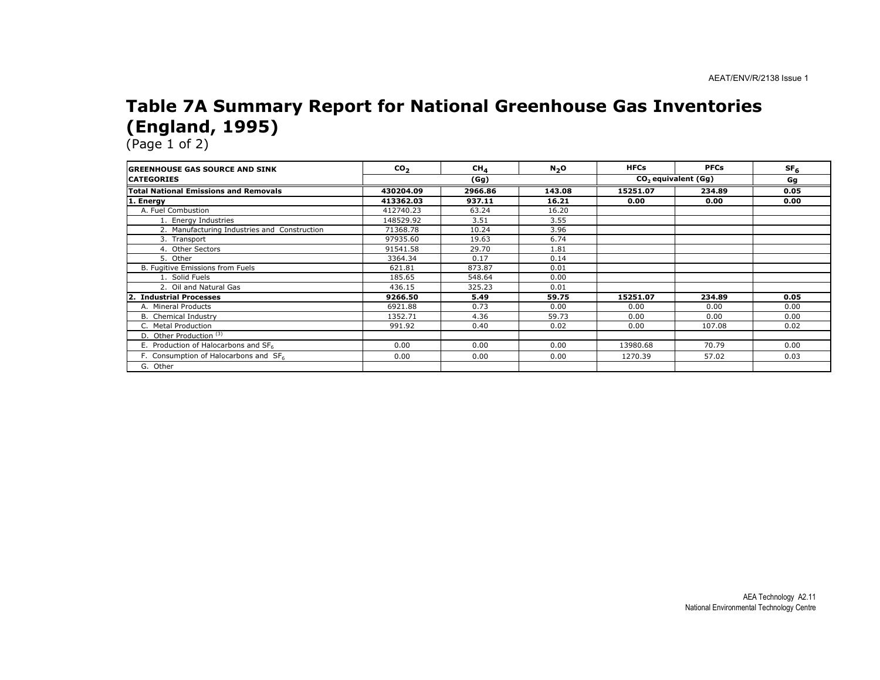# Table 7A Summary Report for National Greenhouse Gas Inventories (England, 1995)

(Page 1 of 2)

| GREENHOUSE GAS SOURCE AND SINK CATEGORIES | $CO_2$ | $CH_4$ | $N_2O$ | HFCs | PFCs | $SF_6$ |
|---|---|---|---|---|---|---|
| | (Gg) | | | $CO_2$ equivalent (Gg) | | Gg |
| **Total National Emissions and Removals** | **430204.09** | **2966.86** | **143.08** | **15251.07** | **234.89** | **0.05** |
| **1. Energy** | **413362.03** | **937.11** | **16.21** | **0.00** | **0.00** | **0.00** |
| A. Fuel Combustion | 412740.23 | 63.24 | 16.20 | | | |
| 1. Energy Industries | 148529.92 | 3.51 | 3.55 | | | |
| 2. Manufacturing Industries and Construction | 71368.78 | 10.24 | 3.96 | | | |
| 3. Transport | 97935.60 | 19.63 | 6.74 | | | |
| 4. Other Sectors | 91541.58 | 29.70 | 1.81 | | | |
| 5. Other | 3364.34 | 0.17 | 0.14 | | | |
| B. Fugitive Emissions from Fuels | 621.81 | 873.87 | 0.01 | | | |
| 1. Solid Fuels | 185.65 | 548.64 | 0.00 | | | |
| 2. Oil and Natural Gas | 436.15 | 325.23 | 0.01 | | | |
| **2. Industrial Processes** | **9266.50** | **5.49** | **59.75** | **15251.07** | **234.89** | **0.05** |
| A. Mineral Products | 6921.88 | 0.73 | 0.00 | 0.00 | 0.00 | 0.00 |
| B. Chemical Industry | 1352.71 | 4.36 | 59.73 | 0.00 | 0.00 | 0.00 |
| C. Metal Production | 991.92 | 0.40 | 0.02 | 0.00 | 107.08 | 0.02 |
| D. Other Production [(3)] | | | | | | |
| E. Production of Halocarbons and $SF_6$ | 0.00 | 0.00 | 0.00 | 13980.68 | 70.79 | 0.00 |
| F. Consumption of Halocarbons and $SF_6$ | 0.00 | 0.00 | 0.00 | 1270.39 | 57.02 | 0.03 |
| G. Other | | | | | | |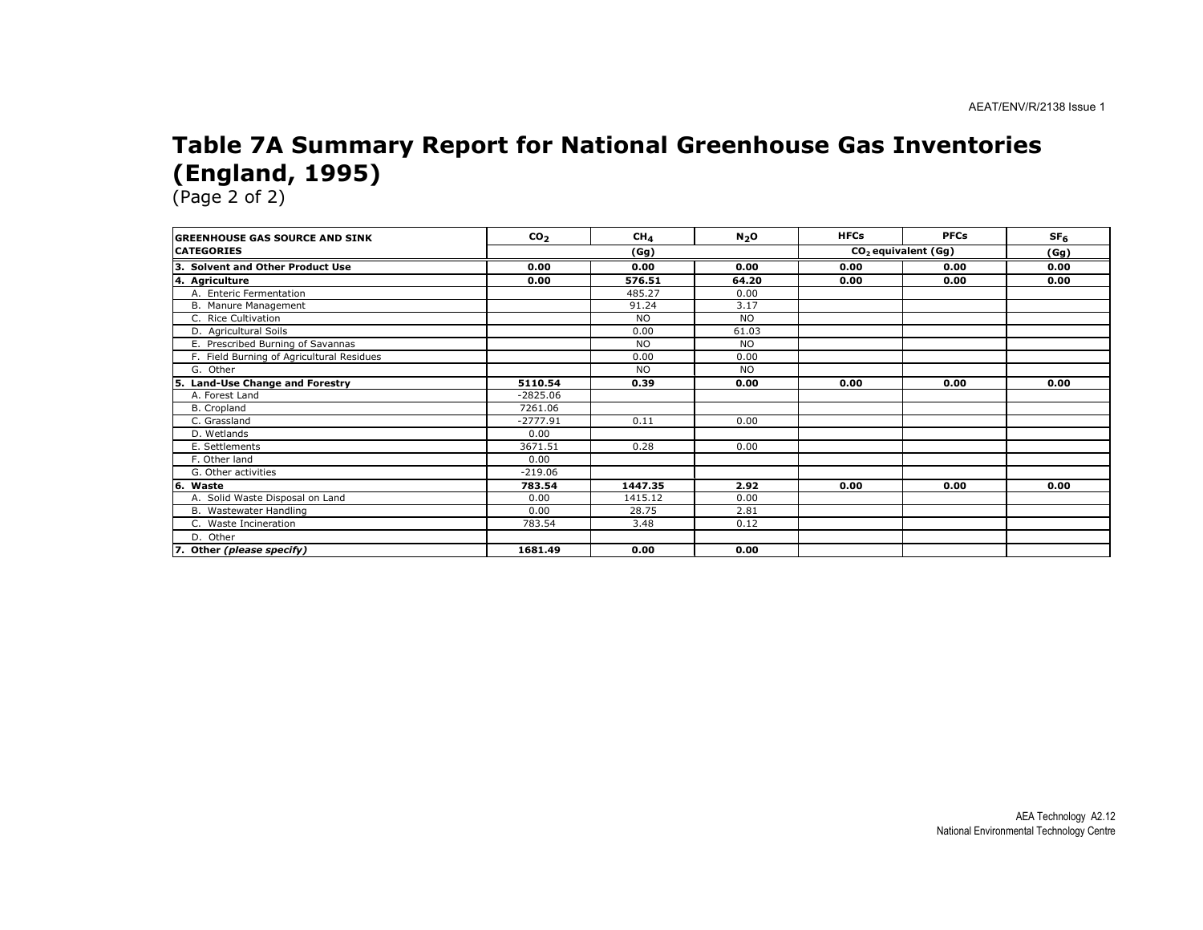# Table 7A Summary Report for National Greenhouse Gas Inventories (England, 1995)

(Page 2 of 2)

| GREENHOUSE GAS SOURCE AND SINK CATEGORIES | $CO_2$ | $CH_4$ | $N_2O$ | HFCs | PFCs | $SF_6$ |
|---|---|---|---|---|---|---|
| | (Gg) | | | $CO_2$ equivalent (Gg) | | (Gg) |
| **3. Solvent and Other Product Use** | **0.00** | **0.00** | **0.00** | **0.00** | **0.00** | **0.00** |
| **4. Agriculture** | **0.00** | **576.51** | **64.20** | **0.00** | **0.00** | **0.00** |
| A. Enteric Fermentation | | 485.27 | 0.00 | | | |
| B. Manure Management | | 91.24 | 3.17 | | | |
| C. Rice Cultivation | | NO | NO | | | |
| D. Agricultural Soils | | 0.00 | 61.03 | | | |
| E. Prescribed Burning of Savannas | | NO | NO | | | |
| F. Field Burning of Agricultural Residues | | 0.00 | 0.00 | | | |
| G. Other | | NO | NO | | | |
| **5. Land-Use Change and Forestry** | **5110.54** | **0.39** | **0.00** | **0.00** | **0.00** | **0.00** |
| A. Forest Land | -2825.06 | | | | | |
| B. Cropland | 7261.06 | | | | | |
| C. Grassland | -2777.91 | 0.11 | 0.00 | | | |
| D. Wetlands | 0.00 | | | | | |
| E. Settlements | 3671.51 | 0.28 | 0.00 | | | |
| F. Other land | 0.00 | | | | | |
| G. Other activities | -219.06 | | | | | |
| **6. Waste** | **783.54** | **1447.35** | **2.92** | **0.00** | **0.00** | **0.00** |
| A. Solid Waste Disposal on Land | 0.00 | 1415.12 | 0.00 | | | |
| B. Wastewater Handling | 0.00 | 28.75 | 2.81 | | | |
| C. Waste Incineration | 783.54 | 3.48 | 0.12 | | | |
| D. Other | | | | | | |
| **7. Other *(please specify)*** | **1681.49** | **0.00** | **0.00** | | | |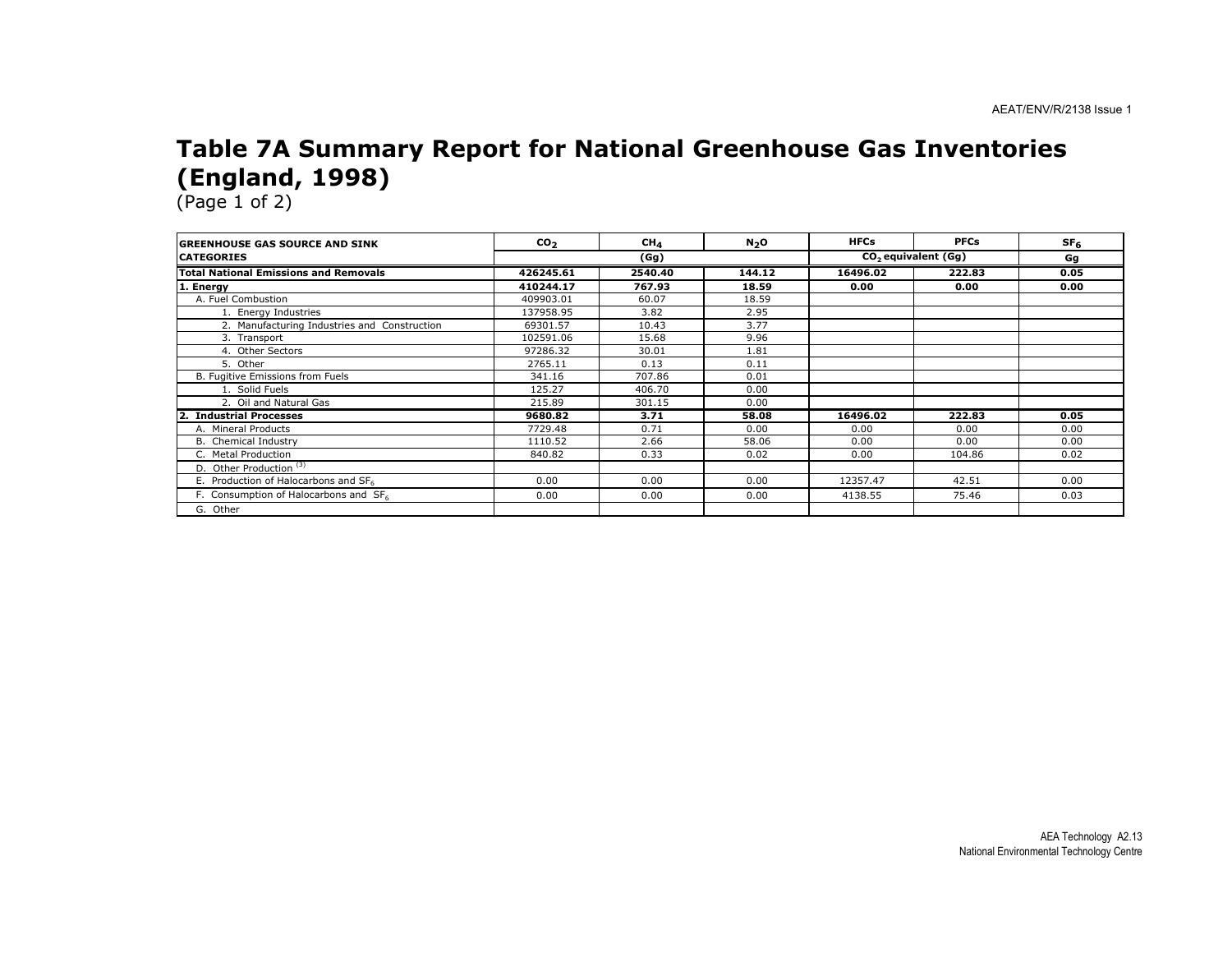# Table 7A Summary Report for National Greenhouse Gas Inventories (England, 1998)

(Page 1 of 2)

| GREENHOUSE GAS SOURCE AND SINK CATEGORIES | $CO_2$ | $CH_4$ | $N_2O$ | HFCs | PFCs | $SF_6$ |
|---|---|---|---|---|---|---|
| | (Gg) | | | $CO_2$ equivalent (Gg) | | Gg |
| **Total National Emissions and Removals** | **426245.61** | **2540.40** | **144.12** | **16496.02** | **222.83** | **0.05** |
| **1. Energy** | **410244.17** | **767.93** | **18.59** | **0.00** | **0.00** | **0.00** |
| A. Fuel Combustion | 409903.01 | 60.07 | 18.59 | | | |
| 1. Energy Industries | 137958.95 | 3.82 | 2.95 | | | |
| 2. Manufacturing Industries and Construction | 69301.57 | 10.43 | 3.77 | | | |
| 3. Transport | 102591.06 | 15.68 | 9.96 | | | |
| 4. Other Sectors | 97286.32 | 30.01 | 1.81 | | | |
| 5. Other | 2765.11 | 0.13 | 0.11 | | | |
| B. Fugitive Emissions from Fuels | 341.16 | 707.86 | 0.01 | | | |
| 1. Solid Fuels | 125.27 | 406.70 | 0.00 | | | |
| 2. Oil and Natural Gas | 215.89 | 301.15 | 0.00 | | | |
| **2. Industrial Processes** | **9680.82** | **3.71** | **58.08** | **16496.02** | **222.83** | **0.05** |
| A. Mineral Products | 7729.48 | 0.71 | 0.00 | 0.00 | 0.00 | 0.00 |
| B. Chemical Industry | 1110.52 | 2.66 | 58.06 | 0.00 | 0.00 | 0.00 |
| C. Metal Production | 840.82 | 0.33 | 0.02 | 0.00 | 104.86 | 0.02 |
| D. Other Production [(3)] | | | | | | |
| E. Production of Halocarbons and $SF_6$ | 0.00 | 0.00 | 0.00 | 12357.47 | 42.51 | 0.00 |
| F. Consumption of Halocarbons and $SF_6$ | 0.00 | 0.00 | 0.00 | 4138.55 | 75.46 | 0.03 |
| G. Other | | | | | | |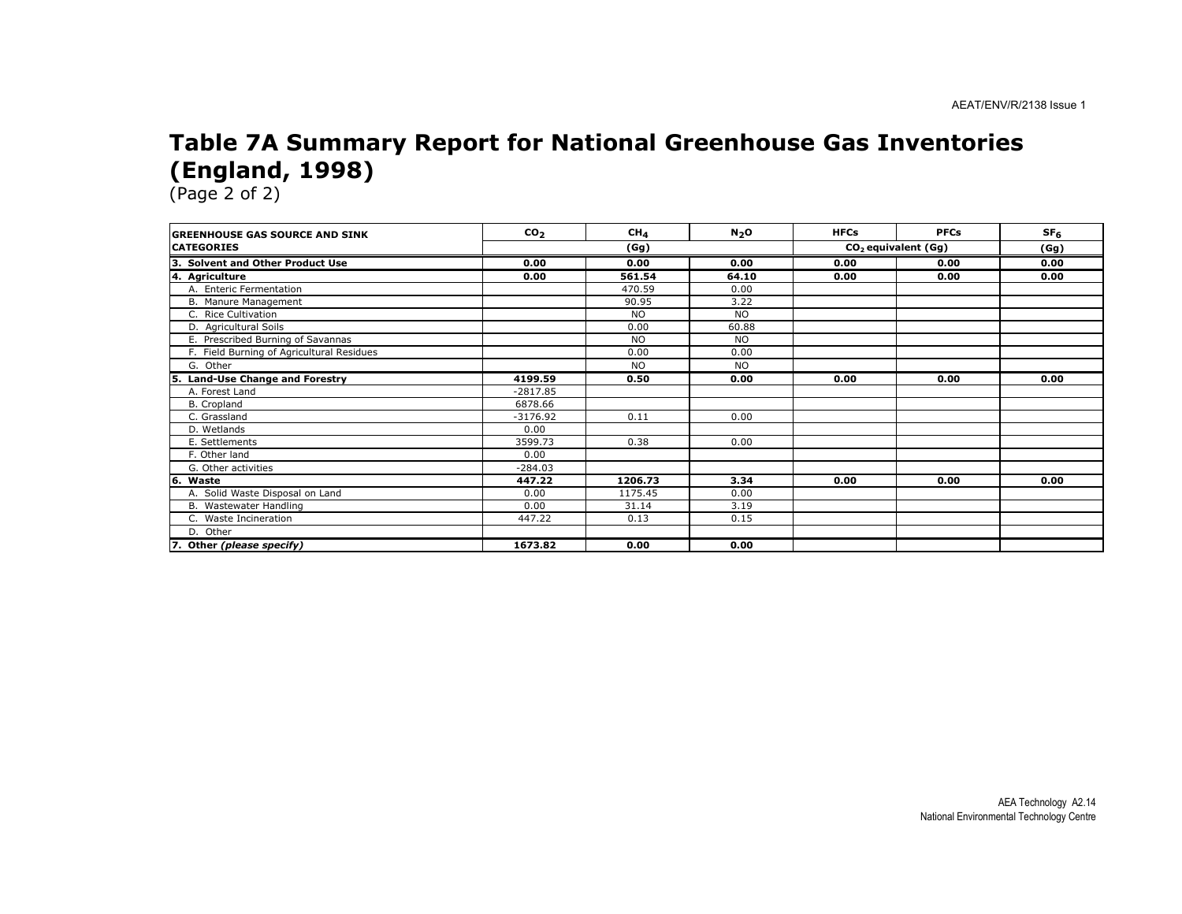# Table 7A Summary Report for National Greenhouse Gas Inventories (England, 1998)

(Page 2 of 2)

| GREENHOUSE GAS SOURCE AND SINK CATEGORIES | $CO_2$ | $CH_4$ | $N_2O$ | HFCs | PFCs | $SF_6$ |
|---|---|---|---|---|---|---|
| | (Gg) | | | $CO_2$ equivalent (Gg) | | (Gg) |
| **3. Solvent and Other Product Use** | **0.00** | **0.00** | **0.00** | **0.00** | **0.00** | **0.00** |
| **4. Agriculture** | **0.00** | **561.54** | **64.10** | **0.00** | **0.00** | **0.00** |
| A. Enteric Fermentation | | 470.59 | 0.00 | | | |
| B. Manure Management | | 90.95 | 3.22 | | | |
| C. Rice Cultivation | | NO | NO | | | |
| D. Agricultural Soils | | 0.00 | 60.88 | | | |
| E. Prescribed Burning of Savannas | | NO | NO | | | |
| F. Field Burning of Agricultural Residues | | 0.00 | 0.00 | | | |
| G. Other | | NO | NO | | | |
| **5. Land-Use Change and Forestry** | **4199.59** | **0.50** | **0.00** | **0.00** | **0.00** | **0.00** |
| A. Forest Land | -2817.85 | | | | | |
| B. Cropland | 6878.66 | | | | | |
| C. Grassland | -3176.92 | 0.11 | 0.00 | | | |
| D. Wetlands | 0.00 | | | | | |
| E. Settlements | 3599.73 | 0.38 | 0.00 | | | |
| F. Other land | 0.00 | | | | | |
| G. Other activities | -284.03 | | | | | |
| **6. Waste** | **447.22** | **1206.73** | **3.34** | **0.00** | **0.00** | **0.00** |
| A. Solid Waste Disposal on Land | 0.00 | 1175.45 | 0.00 | | | |
| B. Wastewater Handling | 0.00 | 31.14 | 3.19 | | | |
| C. Waste Incineration | 447.22 | 0.13 | 0.15 | | | |
| D. Other | | | | | | |
| **7. Other *(please specify)*** | **1673.82** | **0.00** | **0.00** | | | |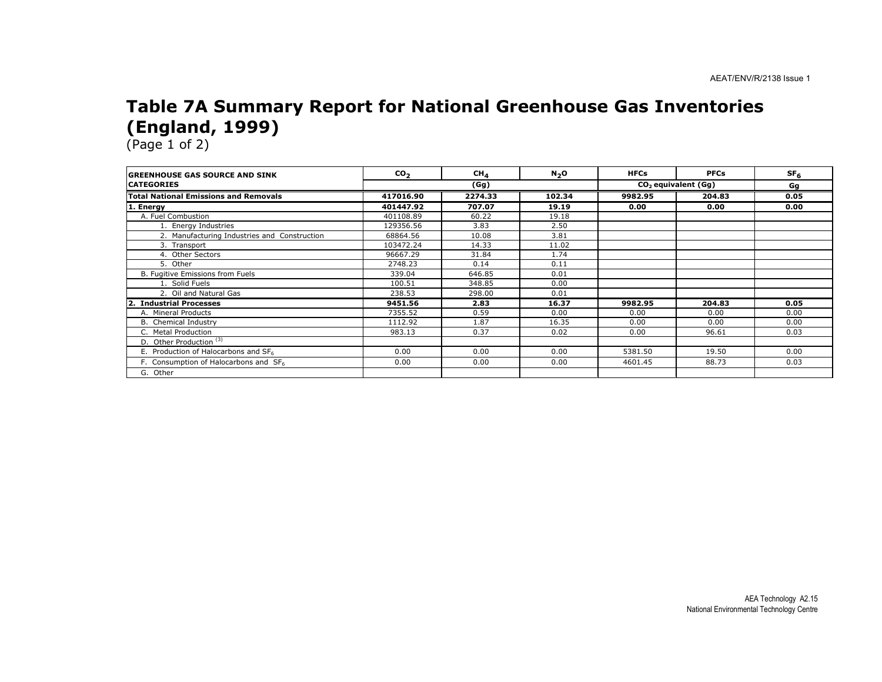# Table 7A Summary Report for National Greenhouse Gas Inventories (England, 1999)

(Page 1 of 2)

| GREENHOUSE GAS SOURCE AND SINK CATEGORIES | $CO_2$ | $CH_4$ | $N_2O$ | HFCs | PFCs | $SF_6$ |
|---|---|---|---|---|---|---|
| | (Gg) | | | $CO_2$ equivalent (Gg) | | Gg |
| **Total National Emissions and Removals** | **417016.90** | **2274.33** | **102.34** | **9982.95** | **204.83** | **0.05** |
| **1. Energy** | **401447.92** | **707.07** | **19.19** | **0.00** | **0.00** | **0.00** |
| A. Fuel Combustion | 401108.89 | 60.22 | 19.18 | | | |
| 1. Energy Industries | 129356.56 | 3.83 | 2.50 | | | |
| 2. Manufacturing Industries and Construction | 68864.56 | 10.08 | 3.81 | | | |
| 3. Transport | 103472.24 | 14.33 | 11.02 | | | |
| 4. Other Sectors | 96667.29 | 31.84 | 1.74 | | | |
| 5. Other | 2748.23 | 0.14 | 0.11 | | | |
| B. Fugitive Emissions from Fuels | 339.04 | 646.85 | 0.01 | | | |
| 1. Solid Fuels | 100.51 | 348.85 | 0.00 | | | |
| 2. Oil and Natural Gas | 238.53 | 298.00 | 0.01 | | | |
| **2. Industrial Processes** | **9451.56** | **2.83** | **16.37** | **9982.95** | **204.83** | **0.05** |
| A. Mineral Products | 7355.52 | 0.59 | 0.00 | 0.00 | 0.00 | 0.00 |
| B. Chemical Industry | 1112.92 | 1.87 | 16.35 | 0.00 | 0.00 | 0.00 |
| C. Metal Production | 983.13 | 0.37 | 0.02 | 0.00 | 96.61 | 0.03 |
| D. Other Production [3] | | | | | | |
| E. Production of Halocarbons and $SF_6$ | 0.00 | 0.00 | 0.00 | 5381.50 | 19.50 | 0.00 |
| F. Consumption of Halocarbons and $SF_6$ | 0.00 | 0.00 | 0.00 | 4601.45 | 88.73 | 0.03 |
| G. Other | | | | | | |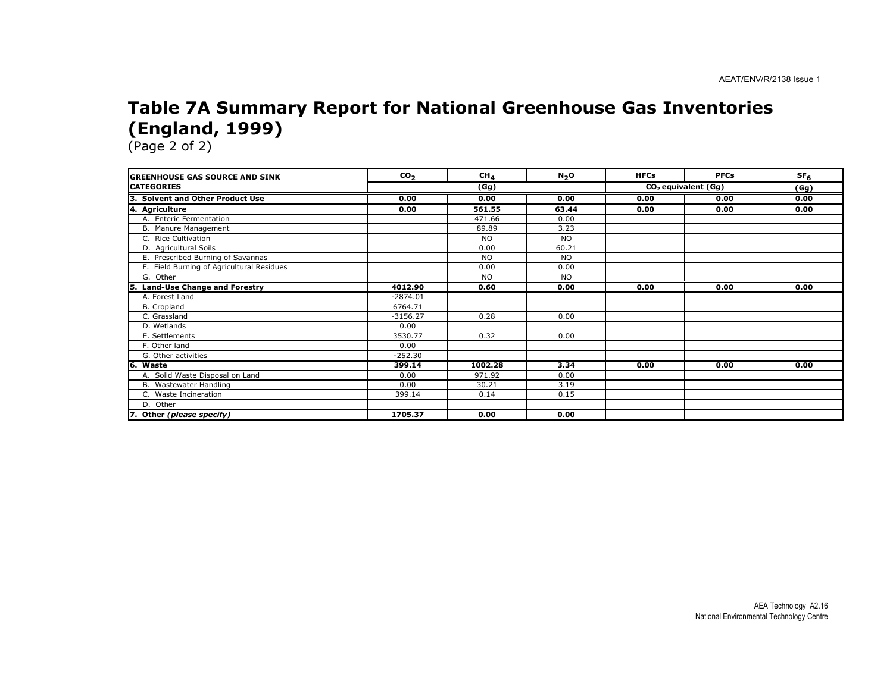# Table 7A Summary Report for National Greenhouse Gas Inventories (England, 1999)

(Page 2 of 2)

| GREENHOUSE GAS SOURCE AND SINK CATEGORIES | $CO_2$ | $CH_4$ | $N_2O$ | HFCs | PFCs | $SF_6$ |
|---|---|---|---|---|---|---|
| | (Gg) | | | $CO_2$ equivalent (Gg) | | (Gg) |
| **3. Solvent and Other Product Use** | **0.00** | **0.00** | **0.00** | **0.00** | **0.00** | **0.00** |
| **4. Agriculture** | **0.00** | **561.55** | **63.44** | **0.00** | **0.00** | **0.00** |
| A. Enteric Fermentation | | 471.66 | 0.00 | | | |
| B. Manure Management | | 89.89 | 3.23 | | | |
| C. Rice Cultivation | | NO | NO | | | |
| D. Agricultural Soils | | 0.00 | 60.21 | | | |
| E. Prescribed Burning of Savannas | | NO | NO | | | |
| F. Field Burning of Agricultural Residues | | 0.00 | 0.00 | | | |
| G. Other | | NO | NO | | | |
| **5. Land-Use Change and Forestry** | **4012.90** | **0.60** | **0.00** | **0.00** | **0.00** | **0.00** |
| A. Forest Land | -2874.01 | | | | | |
| B. Cropland | 6764.71 | | | | | |
| C. Grassland | -3156.27 | 0.28 | 0.00 | | | |
| D. Wetlands | 0.00 | | | | | |
| E. Settlements | 3530.77 | 0.32 | 0.00 | | | |
| F. Other land | 0.00 | | | | | |
| G. Other activities | -252.30 | | | | | |
| **6. Waste** | **399.14** | **1002.28** | **3.34** | **0.00** | **0.00** | **0.00** |
| A. Solid Waste Disposal on Land | 0.00 | 971.92 | 0.00 | | | |
| B. Wastewater Handling | 0.00 | 30.21 | 3.19 | | | |
| C. Waste Incineration | 399.14 | 0.14 | 0.15 | | | |
| D. Other | | | | | | |
| **7. Other *(please specify)*** | **1705.37** | **0.00** | **0.00** | | | |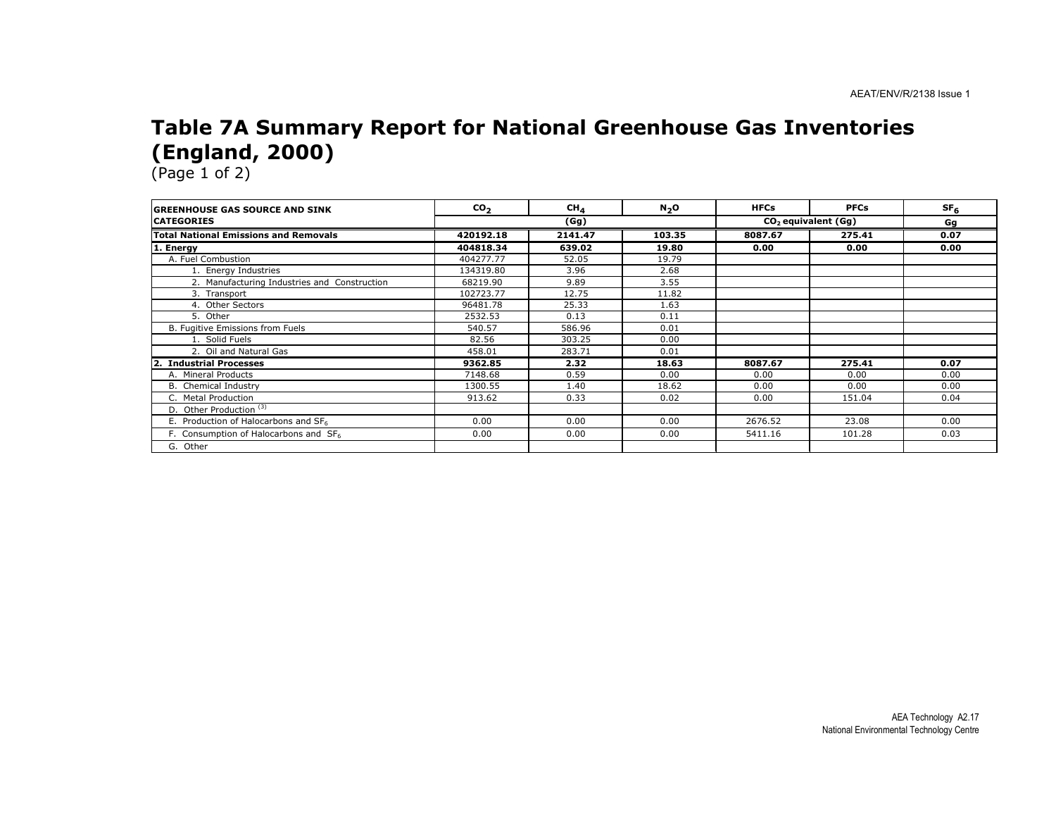# Table 7A Summary Report for National Greenhouse Gas Inventories (England, 2000)

(Page 1 of 2)

| GREENHOUSE GAS SOURCE AND SINK CATEGORIES | $CO_2$ | $CH_4$ | $N_2O$ | HFCs | PFCs | $SF_6$ |
|---|---|---|---|---|---|---|
| | (Gg) | | | $CO_2$ equivalent (Gg) | | Gg |
| **Total National Emissions and Removals** | **420192.18** | **2141.47** | **103.35** | **8087.67** | **275.41** | **0.07** |
| **1. Energy** | **404818.34** | **639.02** | **19.80** | **0.00** | **0.00** | **0.00** |
| A. Fuel Combustion | 404277.77 | 52.05 | 19.79 | | | |
| 1. Energy Industries | 134319.80 | 3.96 | 2.68 | | | |
| 2. Manufacturing Industries and Construction | 68219.90 | 9.89 | 3.55 | | | |
| 3. Transport | 102723.77 | 12.75 | 11.82 | | | |
| 4. Other Sectors | 96481.78 | 25.33 | 1.63 | | | |
| 5. Other | 2532.53 | 0.13 | 0.11 | | | |
| B. Fugitive Emissions from Fuels | 540.57 | 586.96 | 0.01 | | | |
| 1. Solid Fuels | 82.56 | 303.25 | 0.00 | | | |
| 2. Oil and Natural Gas | 458.01 | 283.71 | 0.01 | | | |
| **2. Industrial Processes** | **9362.85** | **2.32** | **18.63** | **8087.67** | **275.41** | **0.07** |
| A. Mineral Products | 7148.68 | 0.59 | 0.00 | 0.00 | 0.00 | 0.00 |
| B. Chemical Industry | 1300.55 | 1.40 | 18.62 | 0.00 | 0.00 | 0.00 |
| C. Metal Production | 913.62 | 0.33 | 0.02 | 0.00 | 151.04 | 0.04 |
| D. Other Production [(3)] | | | | | | |
| E. Production of Halocarbons and $SF_6$ | 0.00 | 0.00 | 0.00 | 2676.52 | 23.08 | 0.00 |
| F. Consumption of Halocarbons and $SF_6$ | 0.00 | 0.00 | 0.00 | 5411.16 | 101.28 | 0.03 |
| G. Other | | | | | | |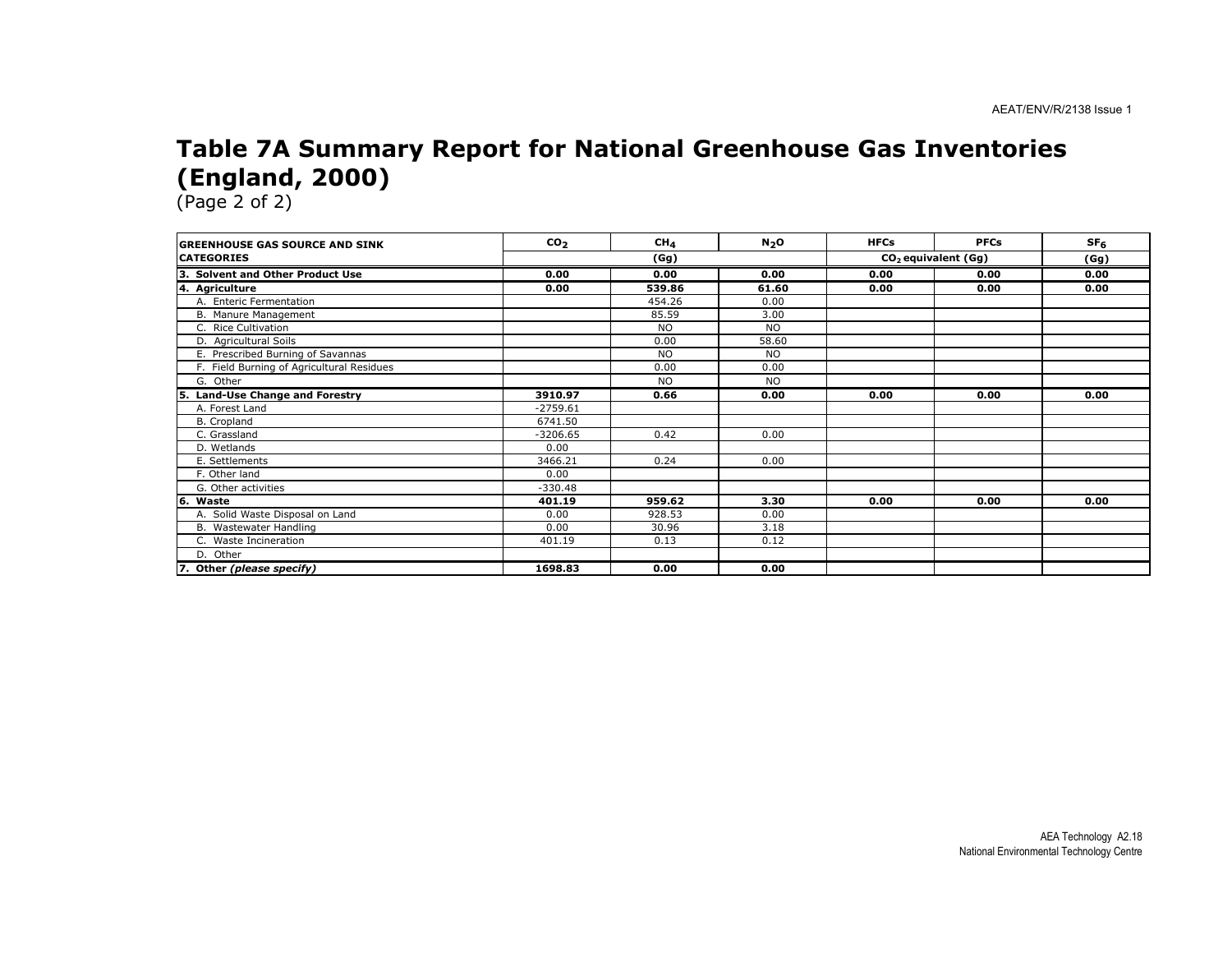# Table 7A Summary Report for National Greenhouse Gas Inventories (England, 2000)

(Page 2 of 2)

| GREENHOUSE GAS SOURCE AND SINK CATEGORIES | $CO_2$ | $CH_4$ | $N_2O$ | HFCs | PFCs | $SF_6$ |
|---|---|---|---|---|---|---|
| | (Gg) | | | $CO_2$ equivalent (Gg) | | (Gg) |
| **3. Solvent and Other Product Use** | **0.00** | **0.00** | **0.00** | **0.00** | **0.00** | **0.00** |
| **4. Agriculture** | **0.00** | **539.86** | **61.60** | **0.00** | **0.00** | **0.00** |
| A. Enteric Fermentation | | 454.26 | 0.00 | | | |
| B. Manure Management | | 85.59 | 3.00 | | | |
| C. Rice Cultivation | | NO | NO | | | |
| D. Agricultural Soils | | 0.00 | 58.60 | | | |
| E. Prescribed Burning of Savannas | | NO | NO | | | |
| F. Field Burning of Agricultural Residues | | 0.00 | 0.00 | | | |
| G. Other | | NO | NO | | | |
| **5. Land-Use Change and Forestry** | **3910.97** | **0.66** | **0.00** | **0.00** | **0.00** | **0.00** |
| A. Forest Land | -2759.61 | | | | | |
| B. Cropland | 6741.50 | | | | | |
| C. Grassland | -3206.65 | 0.42 | 0.00 | | | |
| D. Wetlands | 0.00 | | | | | |
| E. Settlements | 3466.21 | 0.24 | 0.00 | | | |
| F. Other land | 0.00 | | | | | |
| G. Other activities | -330.48 | | | | | |
| **6. Waste** | **401.19** | **959.62** | **3.30** | **0.00** | **0.00** | **0.00** |
| A. Solid Waste Disposal on Land | 0.00 | 928.53 | 0.00 | | | |
| B. Wastewater Handling | 0.00 | 30.96 | 3.18 | | | |
| C. Waste Incineration | 401.19 | 0.13 | 0.12 | | | |
| D. Other | | | | | | |
| **7. Other *(please specify)*** | **1698.83** | **0.00** | **0.00** | | | |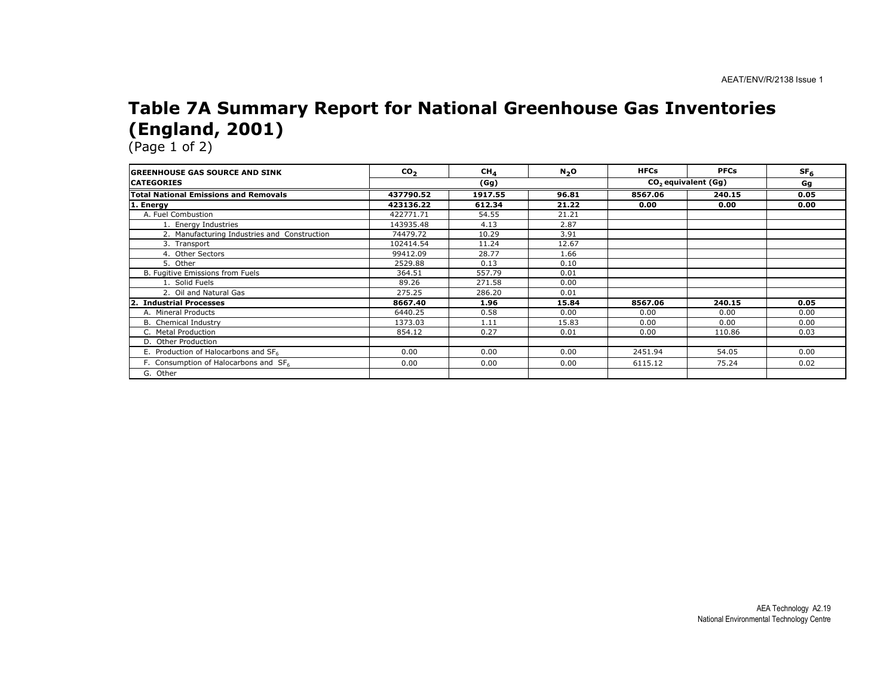# Table 7A Summary Report for National Greenhouse Gas Inventories (England, 2001)

(Page 1 of 2)

| GREENHOUSE GAS SOURCE AND SINK CATEGORIES | $CO_2$ | $CH_4$ | $N_2O$ | HFCs | PFCs | $SF_6$ |
|---|---|---|---|---|---|---|
| | (Gg) | | | $CO_2$ equivalent (Gg) | | Gg |
| **Total National Emissions and Removals** | **437790.52** | **1917.55** | **96.81** | **8567.06** | **240.15** | **0.05** |
| **1. Energy** | **423136.22** | **612.34** | **21.22** | **0.00** | **0.00** | **0.00** |
| A. Fuel Combustion | 422771.71 | 54.55 | 21.21 | | | |
| 1. Energy Industries | 143935.48 | 4.13 | 2.87 | | | |
| 2. Manufacturing Industries and Construction | 74479.72 | 10.29 | 3.91 | | | |
| 3. Transport | 102414.54 | 11.24 | 12.67 | | | |
| 4. Other Sectors | 99412.09 | 28.77 | 1.66 | | | |
| 5. Other | 2529.88 | 0.13 | 0.10 | | | |
| B. Fugitive Emissions from Fuels | 364.51 | 557.79 | 0.01 | | | |
| 1. Solid Fuels | 89.26 | 271.58 | 0.00 | | | |
| 2. Oil and Natural Gas | 275.25 | 286.20 | 0.01 | | | |
| **2. Industrial Processes** | **8667.40** | **1.96** | **15.84** | **8567.06** | **240.15** | **0.05** |
| A. Mineral Products | 6440.25 | 0.58 | 0.00 | 0.00 | 0.00 | 0.00 |
| B. Chemical Industry | 1373.03 | 1.11 | 15.83 | 0.00 | 0.00 | 0.00 |
| C. Metal Production | 854.12 | 0.27 | 0.01 | 0.00 | 110.86 | 0.03 |
| D. Other Production | | | | | | |
| E. Production of Halocarbons and $SF_6$ | 0.00 | 0.00 | 0.00 | 2451.94 | 54.05 | 0.00 |
| F. Consumption of Halocarbons and $SF_6$ | 0.00 | 0.00 | 0.00 | 6115.12 | 75.24 | 0.02 |
| G. Other | | | | | | |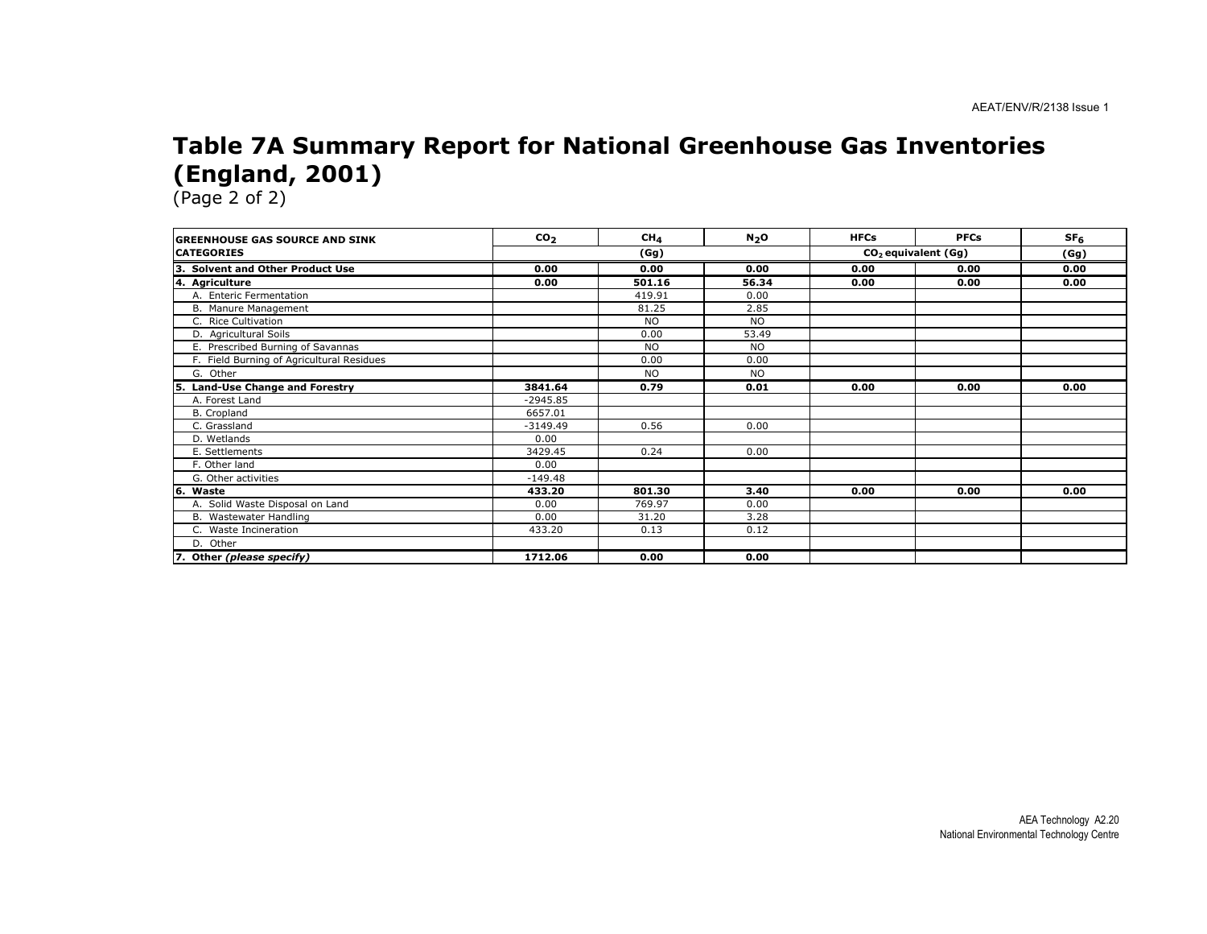# Table 7A Summary Report for National Greenhouse Gas Inventories (England, 2001)

(Page 2 of 2)

| GREENHOUSE GAS SOURCE AND SINK CATEGORIES | $CO_2$ | $CH_4$ | $N_2O$ | HFCs | PFCs | $SF_6$ |
|---|---|---|---|---|---|---|
| | (Gg) | | | $CO_2$ equivalent (Gg) | | (Gg) |
| **3. Solvent and Other Product Use** | **0.00** | **0.00** | **0.00** | **0.00** | **0.00** | **0.00** |
| **4. Agriculture** | **0.00** | **501.16** | **56.34** | **0.00** | **0.00** | **0.00** |
| A. Enteric Fermentation | | 419.91 | 0.00 | | | |
| B. Manure Management | | 81.25 | 2.85 | | | |
| C. Rice Cultivation | | NO | NO | | | |
| D. Agricultural Soils | | 0.00 | 53.49 | | | |
| E. Prescribed Burning of Savannas | | NO | NO | | | |
| F. Field Burning of Agricultural Residues | | 0.00 | 0.00 | | | |
| G. Other | | NO | NO | | | |
| **5. Land-Use Change and Forestry** | **3841.64** | **0.79** | **0.01** | **0.00** | **0.00** | **0.00** |
| A. Forest Land | -2945.85 | | | | | |
| B. Cropland | 6657.01 | | | | | |
| C. Grassland | -3149.49 | 0.56 | 0.00 | | | |
| D. Wetlands | 0.00 | | | | | |
| E. Settlements | 3429.45 | 0.24 | 0.00 | | | |
| F. Other land | 0.00 | | | | | |
| G. Other activities | -149.48 | | | | | |
| **6. Waste** | **433.20** | **801.30** | **3.40** | **0.00** | **0.00** | **0.00** |
| A. Solid Waste Disposal on Land | 0.00 | 769.97 | 0.00 | | | |
| B. Wastewater Handling | 0.00 | 31.20 | 3.28 | | | |
| C. Waste Incineration | 433.20 | 0.13 | 0.12 | | | |
| D. Other | | | | | | |
| **7. Other *(please specify)*** | **1712.06** | **0.00** | **0.00** | | | |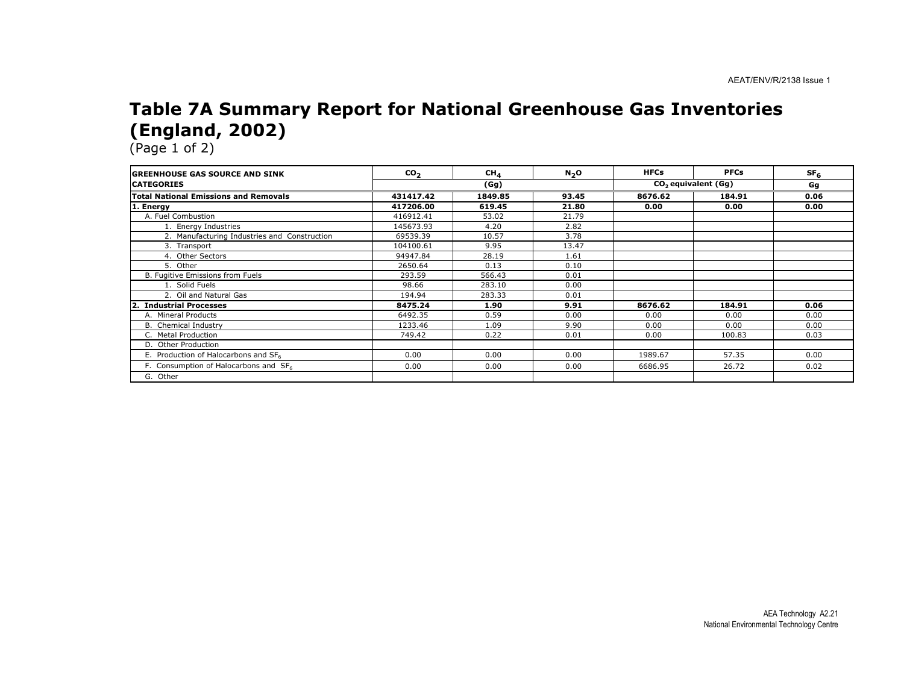# Table 7A Summary Report for National Greenhouse Gas Inventories (England, 2002)

(Page 1 of 2)

| GREENHOUSE GAS SOURCE AND SINK CATEGORIES | $CO_2$ | $CH_4$ | $N_2O$ | HFCs | PFCs | $SF_6$ |
|---|---|---|---|---|---|---|
| | (Gg) | | | $CO_2$ equivalent (Gg) | | Gg |
| **Total National Emissions and Removals** | **431417.42** | **1849.85** | **93.45** | **8676.62** | **184.91** | **0.06** |
| **1. Energy** | **417206.00** | **619.45** | **21.80** | **0.00** | **0.00** | **0.00** |
| A. Fuel Combustion | 416912.41 | 53.02 | 21.79 | | | |
| 1. Energy Industries | 145673.93 | 4.20 | 2.82 | | | |
| 2. Manufacturing Industries and Construction | 69539.39 | 10.57 | 3.78 | | | |
| 3. Transport | 104100.61 | 9.95 | 13.47 | | | |
| 4. Other Sectors | 94947.84 | 28.19 | 1.61 | | | |
| 5. Other | 2650.64 | 0.13 | 0.10 | | | |
| B. Fugitive Emissions from Fuels | 293.59 | 566.43 | 0.01 | | | |
| 1. Solid Fuels | 98.66 | 283.10 | 0.00 | | | |
| 2. Oil and Natural Gas | 194.94 | 283.33 | 0.01 | | | |
| **2. Industrial Processes** | **8475.24** | **1.90** | **9.91** | **8676.62** | **184.91** | **0.06** |
| A. Mineral Products | 6492.35 | 0.59 | 0.00 | 0.00 | 0.00 | 0.00 |
| B. Chemical Industry | 1233.46 | 1.09 | 9.90 | 0.00 | 0.00 | 0.00 |
| C. Metal Production | 749.42 | 0.22 | 0.01 | 0.00 | 100.83 | 0.03 |
| D. Other Production | | | | | | |
| E. Production of Halocarbons and $SF_6$ | 0.00 | 0.00 | 0.00 | 1989.67 | 57.35 | 0.00 |
| F. Consumption of Halocarbons and $SF_6$ | 0.00 | 0.00 | 0.00 | 6686.95 | 26.72 | 0.02 |
| G. Other | | | | | | |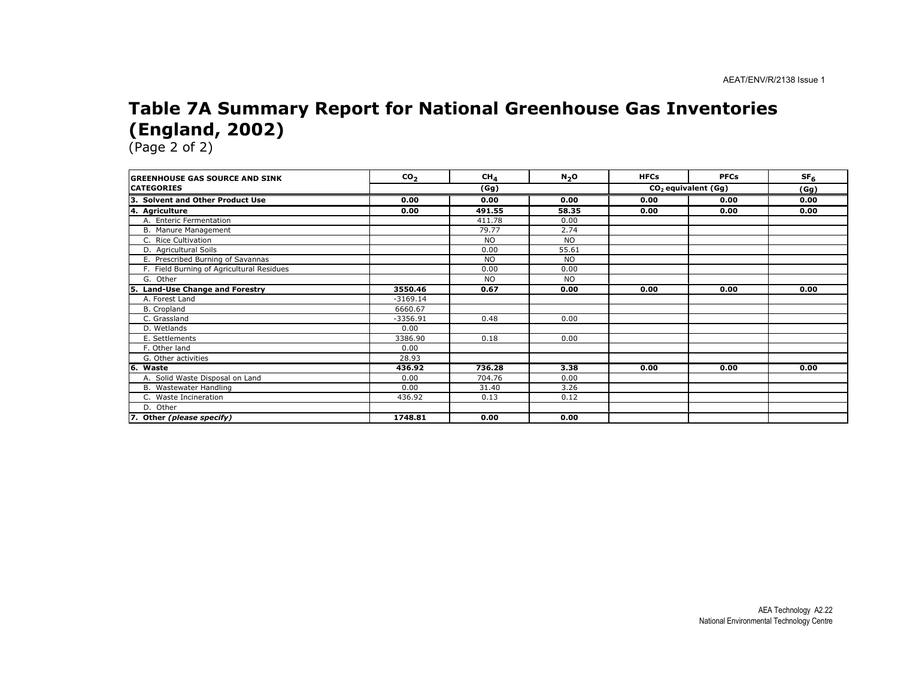# Table 7A Summary Report for National Greenhouse Gas Inventories (England, 2002)

(Page 2 of 2)

| GREENHOUSE GAS SOURCE AND SINK CATEGORIES | $CO_2$ | $CH_4$ | $N_2O$ | HFCs | PFCs | $SF_6$ |
|---|---|---|---|---|---|---|
| | (Gg) | | | $CO_2$ equivalent (Gg) | | (Gg) |
| **3. Solvent and Other Product Use** | **0.00** | **0.00** | **0.00** | **0.00** | **0.00** | **0.00** |
| **4. Agriculture** | **0.00** | **491.55** | **58.35** | **0.00** | **0.00** | **0.00** |
| A. Enteric Fermentation | | 411.78 | 0.00 | | | |
| B. Manure Management | | 79.77 | 2.74 | | | |
| C. Rice Cultivation | | NO | NO | | | |
| D. Agricultural Soils | | 0.00 | 55.61 | | | |
| E. Prescribed Burning of Savannas | | NO | NO | | | |
| F. Field Burning of Agricultural Residues | | 0.00 | 0.00 | | | |
| G. Other | | NO | NO | | | |
| **5. Land-Use Change and Forestry** | **3550.46** | **0.67** | **0.00** | **0.00** | **0.00** | **0.00** |
| A. Forest Land | -3169.14 | | | | | |
| B. Cropland | 6660.67 | | | | | |
| C. Grassland | -3356.91 | 0.48 | 0.00 | | | |
| D. Wetlands | 0.00 | | | | | |
| E. Settlements | 3386.90 | 0.18 | 0.00 | | | |
| F. Other land | 0.00 | | | | | |
| G. Other activities | 28.93 | | | | | |
| **6. Waste** | **436.92** | **736.28** | **3.38** | **0.00** | **0.00** | **0.00** |
| A. Solid Waste Disposal on Land | 0.00 | 704.76 | 0.00 | | | |
| B. Wastewater Handling | 0.00 | 31.40 | 3.26 | | | |
| C. Waste Incineration | 436.92 | 0.13 | 0.12 | | | |
| D. Other | | | | | | |
| **7. Other *(please specify)*** | **1748.81** | **0.00** | **0.00** | | | |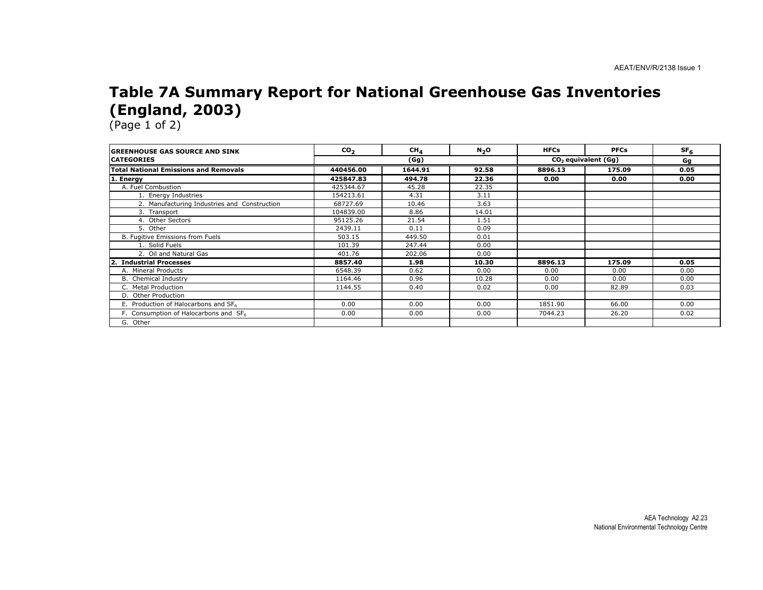# Table 7A Summary Report for National Greenhouse Gas Inventories (England, 2003)

(Page 1 of 2)

| GREENHOUSE GAS SOURCE AND SINK CATEGORIES | $CO_2$ | $CH_4$ | $N_2O$ | HFCs | PFCs | $SF_6$ |
|---|---|---|---|---|---|---|
| | (Gg) | | | $CO_2$ equivalent (Gg) | | Gg |
| **Total National Emissions and Removals** | **440456.00** | **1644.91** | **92.58** | **8896.13** | **175.09** | **0.05** |
| **1. Energy** | **425847.83** | **494.78** | **22.36** | **0.00** | **0.00** | **0.00** |
| A. Fuel Combustion | 425344.67 | 45.28 | 22.35 | | | |
| 1. Energy Industries | 154213.61 | 4.31 | 3.11 | | | |
| 2. Manufacturing Industries and Construction | 68727.69 | 10.46 | 3.63 | | | |
| 3. Transport | 104839.00 | 8.86 | 14.01 | | | |
| 4. Other Sectors | 95125.26 | 21.54 | 1.51 | | | |
| 5. Other | 2439.11 | 0.11 | 0.09 | | | |
| B. Fugitive Emissions from Fuels | 503.15 | 449.50 | 0.01 | | | |
| 1. Solid Fuels | 101.39 | 247.44 | 0.00 | | | |
| 2. Oil and Natural Gas | 401.76 | 202.06 | 0.00 | | | |
| **2. Industrial Processes** | **8857.40** | **1.98** | **10.30** | **8896.13** | **175.09** | **0.05** |
| A. Mineral Products | 6548.39 | 0.62 | 0.00 | 0.00 | 0.00 | 0.00 |
| B. Chemical Industry | 1164.46 | 0.96 | 10.28 | 0.00 | 0.00 | 0.00 |
| C. Metal Production | 1144.55 | 0.40 | 0.02 | 0.00 | 82.89 | 0.03 |
| D. Other Production | | | | | | |
| E. Production of Halocarbons and $SF_6$ | 0.00 | 0.00 | 0.00 | 1851.90 | 66.00 | 0.00 |
| F. Consumption of Halocarbons and $SF_6$ | 0.00 | 0.00 | 0.00 | 7044.23 | 26.20 | 0.02 |
| G. Other | | | | | | |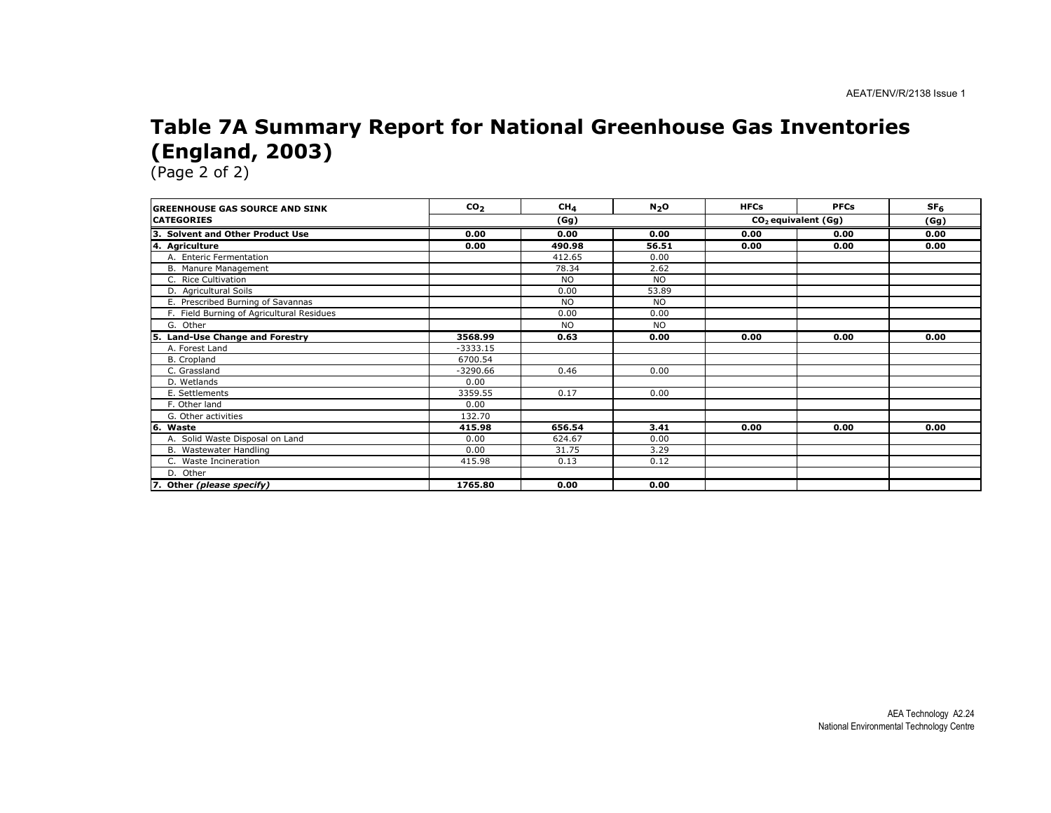# Table 7A Summary Report for National Greenhouse Gas Inventories (England, 2003)

(Page 2 of 2)

| GREENHOUSE GAS SOURCE AND SINK CATEGORIES | $CO_2$ | $CH_4$ | $N_2O$ | HFCs | PFCs | $SF_6$ |
|---|---|---|---|---|---|---|
| | (Gg) | | | $CO_2$ equivalent (Gg) | | (Gg) |
| **3. Solvent and Other Product Use** | **0.00** | **0.00** | **0.00** | **0.00** | **0.00** | **0.00** |
| **4. Agriculture** | **0.00** | **490.98** | **56.51** | **0.00** | **0.00** | **0.00** |
| A. Enteric Fermentation | | 412.65 | 0.00 | | | |
| B. Manure Management | | 78.34 | 2.62 | | | |
| C. Rice Cultivation | | NO | NO | | | |
| D. Agricultural Soils | | 0.00 | 53.89 | | | |
| E. Prescribed Burning of Savannas | | NO | NO | | | |
| F. Field Burning of Agricultural Residues | | 0.00 | 0.00 | | | |
| G. Other | | NO | NO | | | |
| **5. Land-Use Change and Forestry** | **3568.99** | **0.63** | **0.00** | **0.00** | **0.00** | **0.00** |
| A. Forest Land | -3333.15 | | | | | |
| B. Cropland | 6700.54 | | | | | |
| C. Grassland | -3290.66 | 0.46 | 0.00 | | | |
| D. Wetlands | 0.00 | | | | | |
| E. Settlements | 3359.55 | 0.17 | 0.00 | | | |
| F. Other land | 0.00 | | | | | |
| G. Other activities | 132.70 | | | | | |
| **6. Waste** | **415.98** | **656.54** | **3.41** | **0.00** | **0.00** | **0.00** |
| A. Solid Waste Disposal on Land | 0.00 | 624.67 | 0.00 | | | |
| B. Wastewater Handling | 0.00 | 31.75 | 3.29 | | | |
| C. Waste Incineration | 415.98 | 0.13 | 0.12 | | | |
| D. Other | | | | | | |
| **7. Other *(please specify)*** | **1765.80** | **0.00** | **0.00** | | | |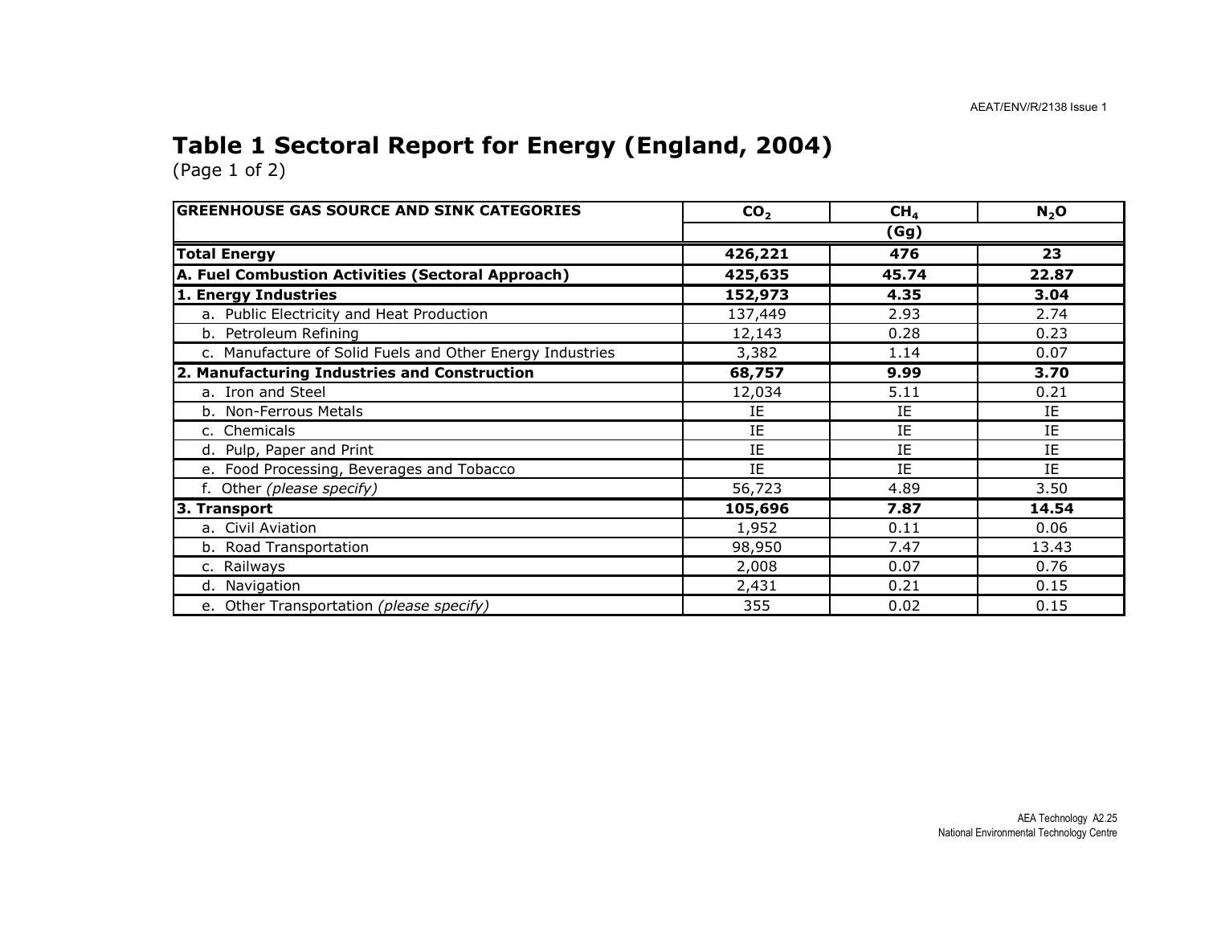## Table 1 Sectoral Report for Energy (England, 2004)

(Page 1 of 2)

| GREENHOUSE GAS SOURCE AND SINK CATEGORIES | $CO_2$ | $CH_4$ | $N_2O$ |
|---|---|---|---|
| | (Gg) | | |
| **Total Energy** | **426,221** | **476** | **23** |
| **A. Fuel Combustion Activities (Sectoral Approach)** | **425,635** | **45.74** | **22.87** |
| **1. Energy Industries** | **152,973** | **4.35** | **3.04** |
| a. Public Electricity and Heat Production | 137,449 | 2.93 | 2.74 |
| b. Petroleum Refining | 12,143 | 0.28 | 0.23 |
| c. Manufacture of Solid Fuels and Other Energy Industries | 3,382 | 1.14 | 0.07 |
| **2. Manufacturing Industries and Construction** | **68,757** | **9.99** | **3.70** |
| a. Iron and Steel | 12,034 | 5.11 | 0.21 |
| b. Non-Ferrous Metals | IE | IE | IE |
| c. Chemicals | IE | IE | IE |
| d. Pulp, Paper and Print | IE | IE | IE |
| e. Food Processing, Beverages and Tobacco | IE | IE | IE |
| f. Other *(please specify)* | 56,723 | 4.89 | 3.50 |
| **3. Transport** | **105,696** | **7.87** | **14.54** |
| a. Civil Aviation | 1,952 | 0.11 | 0.06 |
| b. Road Transportation | 98,950 | 7.47 | 13.43 |
| c. Railways | 2,008 | 0.07 | 0.76 |
| d. Navigation | 2,431 | 0.21 | 0.15 |
| e. Other Transportation *(please specify)* | 355 | 0.02 | 0.15 |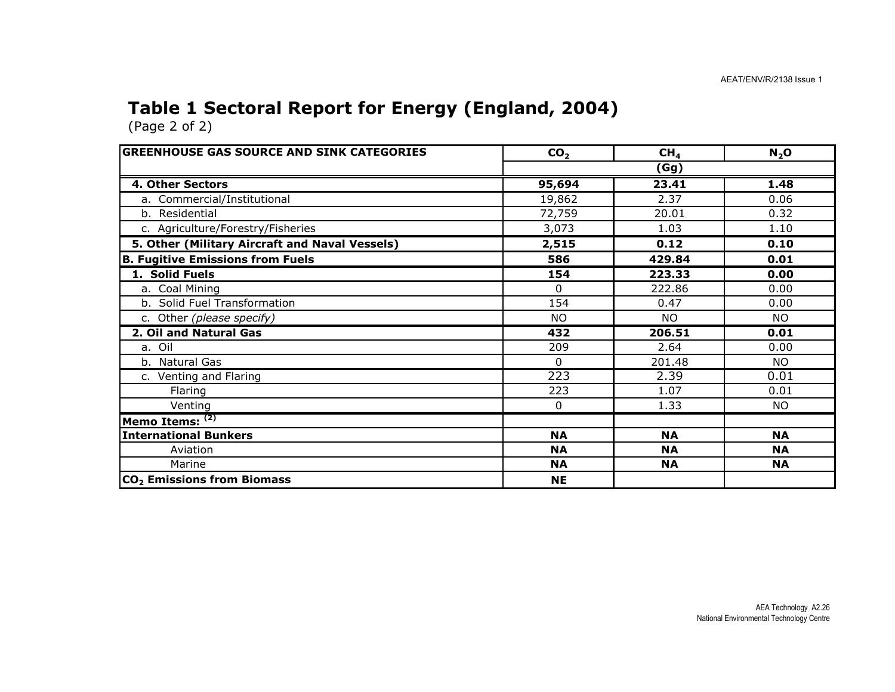# Table 1 Sectoral Report for Energy (England, 2004)

(Page 2 of 2)

| GREENHOUSE GAS SOURCE AND SINK CATEGORIES | $CO_2$ | $CH_4$ | $N_2O$ |
|---|---|---|---|
| | | (Gg) | |
| **4. Other Sectors** | **95,694** | **23.41** | **1.48** |
| a. Commercial/Institutional | 19,862 | 2.37 | 0.06 |
| b. Residential | 72,759 | 20.01 | 0.32 |
| c. Agriculture/Forestry/Fisheries | 3,073 | 1.03 | 1.10 |
| **5. Other (Military Aircraft and Naval Vessels)** | **2,515** | **0.12** | **0.10** |
| **B. Fugitive Emissions from Fuels** | **586** | **429.84** | **0.01** |
| **1. Solid Fuels** | **154** | **223.33** | **0.00** |
| a. Coal Mining | 0 | 222.86 | 0.00 |
| b. Solid Fuel Transformation | 154 | 0.47 | 0.00 |
| c. Other *(please specify)* | NO | NO | NO |
| **2. Oil and Natural Gas** | **432** | **206.51** | **0.01** |
| a. Oil | 209 | 2.64 | 0.00 |
| b. Natural Gas | 0 | 201.48 | NO |
| c. Venting and Flaring | 223 | 2.39 | 0.01 |
| Flaring | 223 | 1.07 | 0.01 |
| Venting | 0 | 1.33 | NO |
| **Memo Items: (2)** | | | |
| **International Bunkers** | **NA** | **NA** | **NA** |
| Aviation | **NA** | **NA** | **NA** |
| Marine | **NA** | **NA** | **NA** |
| **$CO_2$ Emissions from Biomass** | **NE** | | |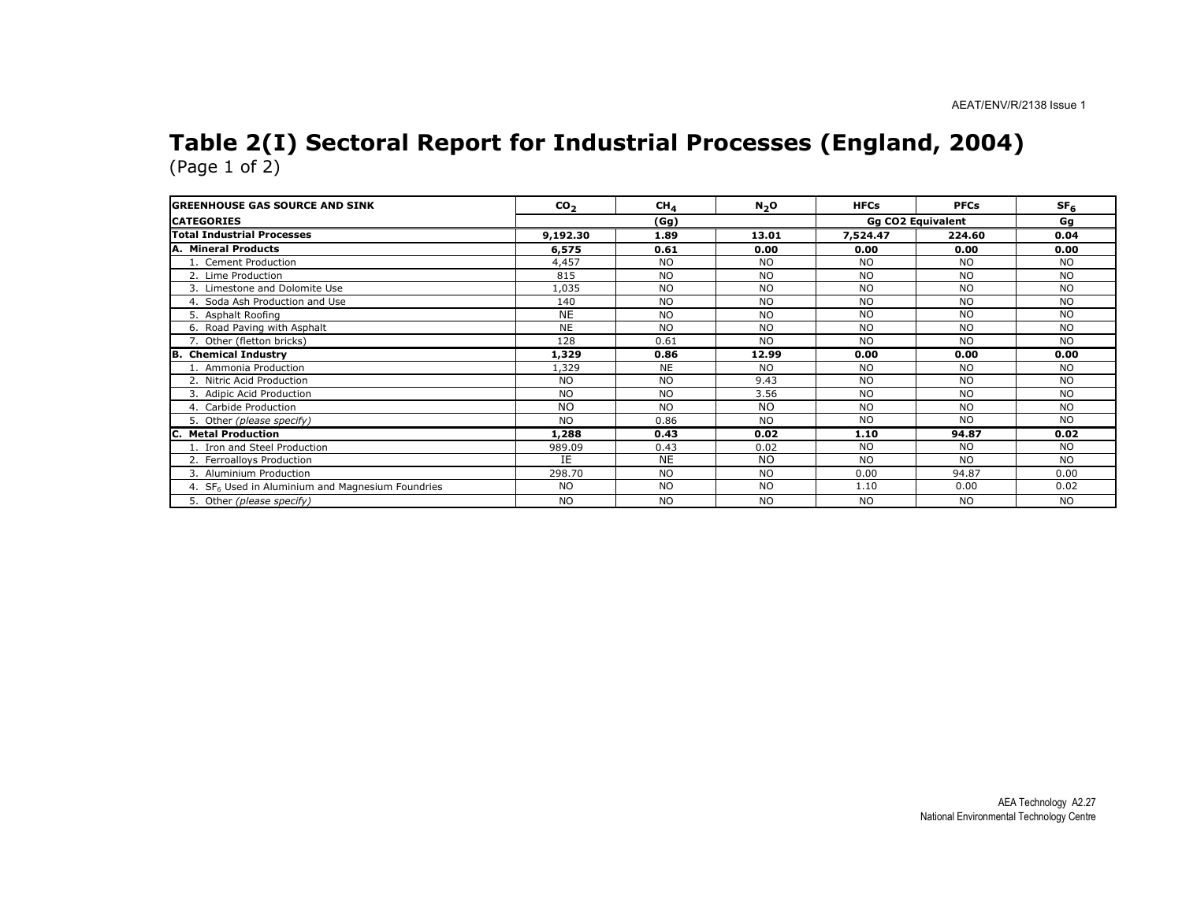# Table 2(I) Sectoral Report for Industrial Processes (England, 2004)

(Page 1 of 2)

| GREENHOUSE GAS SOURCE AND SINK | $CO_2$ | $CH_4$ | $N_2O$ | HFCs | PFCs | $SF_6$ |
|---|---|---|---|---|---|---|
| CATEGORIES | (Gg) | | | Gg CO2 Equivalent | | Gg |
| **Total Industrial Processes** | **9,192.30** | **1.89** | **13.01** | **7,524.47** | **224.60** | **0.04** |
| **A. Mineral Products** | **6,575** | **0.61** | **0.00** | **0.00** | **0.00** | **0.00** |
| 1. Cement Production | 4,457 | NO | NO | NO | NO | NO |
| 2. Lime Production | 815 | NO | NO | NO | NO | NO |
| 3. Limestone and Dolomite Use | 1,035 | NO | NO | NO | NO | NO |
| 4. Soda Ash Production and Use | 140 | NO | NO | NO | NO | NO |
| 5. Asphalt Roofing | NE | NO | NO | NO | NO | NO |
| 6. Road Paving with Asphalt | NE | NO | NO | NO | NO | NO |
| 7. Other (fletton bricks) | 128 | 0.61 | NO | NO | NO | NO |
| **B. Chemical Industry** | **1,329** | **0.86** | **12.99** | **0.00** | **0.00** | **0.00** |
| 1. Ammonia Production | 1,329 | NE | NO | NO | NO | NO |
| 2. Nitric Acid Production | NO | NO | 9.43 | NO | NO | NO |
| 3. Adipic Acid Production | NO | NO | 3.56 | NO | NO | NO |
| 4. Carbide Production | NO | NO | NO | NO | NO | NO |
| 5. Other *(please specify)* | NO | 0.86 | NO | NO | NO | NO |
| **C. Metal Production** | **1,288** | **0.43** | **0.02** | **1.10** | **94.87** | **0.02** |
| 1. Iron and Steel Production | 989.09 | 0.43 | 0.02 | NO | NO | NO |
| 2. Ferroalloys Production | IE | NE | NO | NO | NO | NO |
| 3. Aluminium Production | 298.70 | NO | NO | 0.00 | 94.87 | 0.00 |
| 4. $SF_6$ Used in Aluminium and Magnesium Foundries | NO | NO | NO | 1.10 | 0.00 | 0.02 |
| 5. Other *(please specify)* | NO | NO | NO | NO | NO | NO |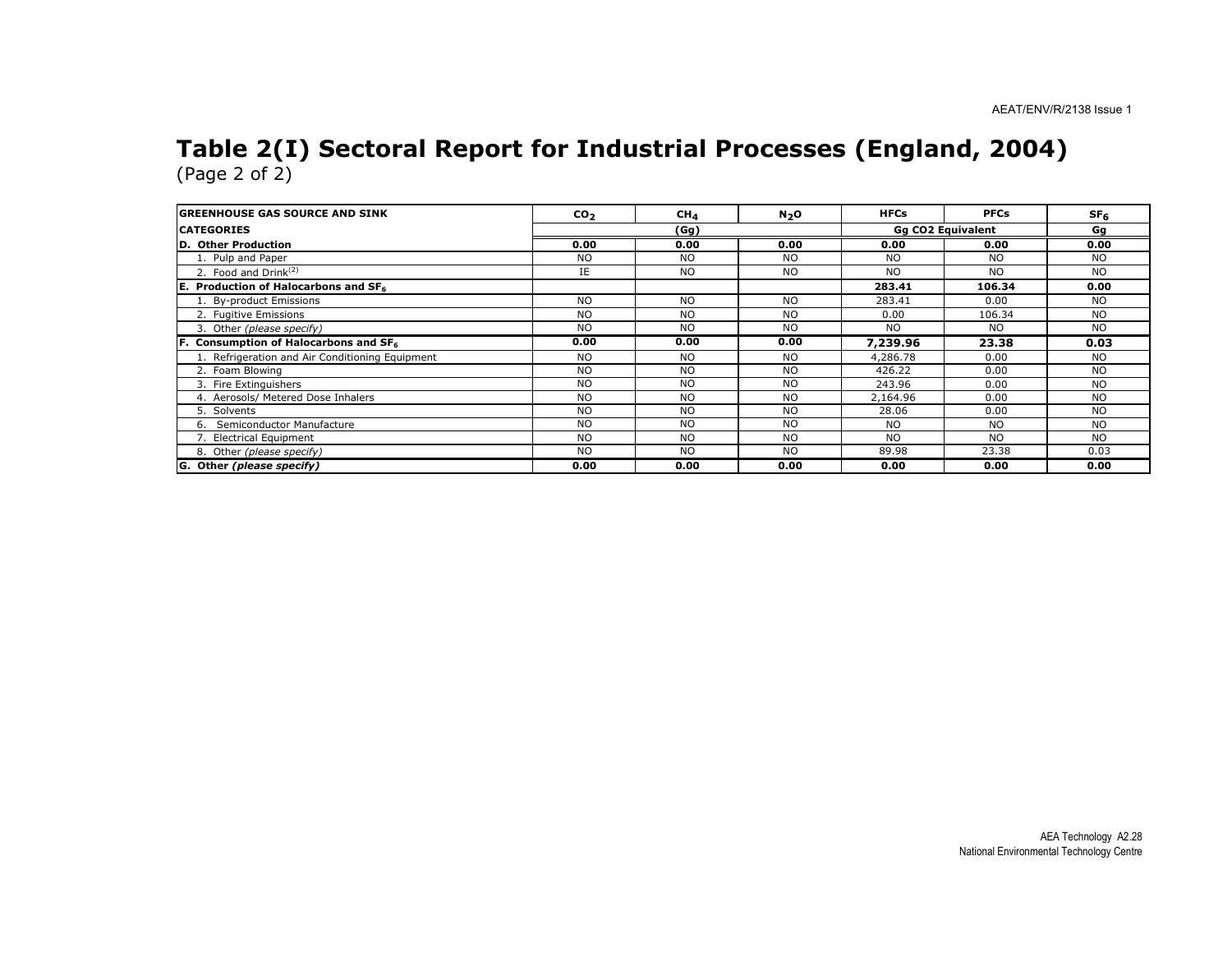# Table 2(I) Sectoral Report for Industrial Processes (England, 2004)

(Page 2 of 2)

| GREENHOUSE GAS SOURCE AND SINK | $CO_2$ | $CH_4$ | $N_2O$ | HFCs | PFCs | $SF_6$ |
|---|---|---|---|---|---|---|
| CATEGORIES | (Gg) | | | Gg CO2 Equivalent | | Gg |
| **D. Other Production** | **0.00** | **0.00** | **0.00** | **0.00** | **0.00** | **0.00** |
| 1. Pulp and Paper | NO | NO | NO | NO | NO | NO |
| 2. Food and Drink[2] | IE | NO | NO | NO | NO | NO |
| **E. Production of Halocarbons and $SF_6$** | | | | **283.41** | **106.34** | **0.00** |
| 1. By-product Emissions | NO | NO | NO | 283.41 | 0.00 | NO |
| 2. Fugitive Emissions | NO | NO | NO | 0.00 | 106.34 | NO |
| 3. Other *(please specify)* | NO | NO | NO | NO | NO | NO |
| **F. Consumption of Halocarbons and $SF_6$** | **0.00** | **0.00** | **0.00** | **7,239.96** | **23.38** | **0.03** |
| 1. Refrigeration and Air Conditioning Equipment | NO | NO | NO | 4,286.78 | 0.00 | NO |
| 2. Foam Blowing | NO | NO | NO | 426.22 | 0.00 | NO |
| 3. Fire Extinguishers | NO | NO | NO | 243.96 | 0.00 | NO |
| 4. Aerosols/ Metered Dose Inhalers | NO | NO | NO | 2,164.96 | 0.00 | NO |
| 5. Solvents | NO | NO | NO | 28.06 | 0.00 | NO |
| 6. Semiconductor Manufacture | NO | NO | NO | NO | NO | NO |
| 7. Electrical Equipment | NO | NO | NO | NO | NO | NO |
| 8. Other *(please specify)* | NO | NO | NO | 89.98 | 23.38 | 0.03 |
| **G. Other *(please specify)*** | **0.00** | **0.00** | **0.00** | **0.00** | **0.00** | **0.00** |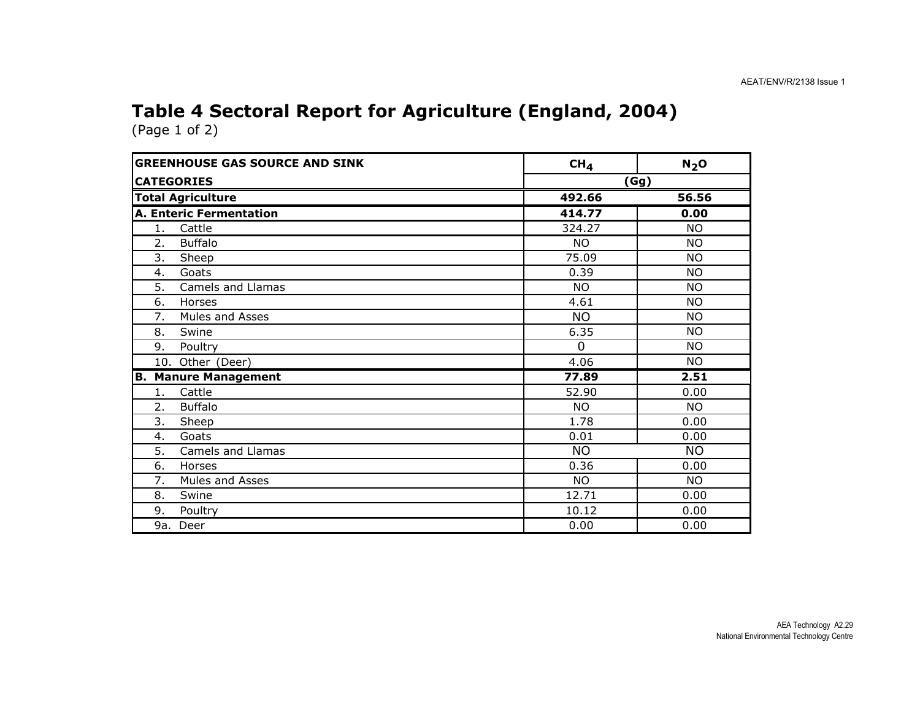# Table 4 Sectoral Report for Agriculture (England, 2004)

(Page 1 of 2)

| GREENHOUSE GAS SOURCE AND SINK | $CH_4$ | $N_2O$ |
|---|---|---|
| **CATEGORIES** | (Gg) | |
| **Total Agriculture** | **492.66** | **56.56** |
| **A. Enteric Fermentation** | **414.77** | **0.00** |
| 1. Cattle | 324.27 | NO |
| 2. Buffalo | NO | NO |
| 3. Sheep | 75.09 | NO |
| 4. Goats | 0.39 | NO |
| 5. Camels and Llamas | NO | NO |
| 6. Horses | 4.61 | NO |
| 7. Mules and Asses | NO | NO |
| 8. Swine | 6.35 | NO |
| 9. Poultry | 0 | NO |
| 10. Other (Deer) | 4.06 | NO |
| **B. Manure Management** | **77.89** | **2.51** |
| 1. Cattle | 52.90 | 0.00 |
| 2. Buffalo | NO | NO |
| 3. Sheep | 1.78 | 0.00 |
| 4. Goats | 0.01 | 0.00 |
| 5. Camels and Llamas | NO | NO |
| 6. Horses | 0.36 | 0.00 |
| 7. Mules and Asses | NO | NO |
| 8. Swine | 12.71 | 0.00 |
| 9. Poultry | 10.12 | 0.00 |
| 9a. Deer | 0.00 | 0.00 |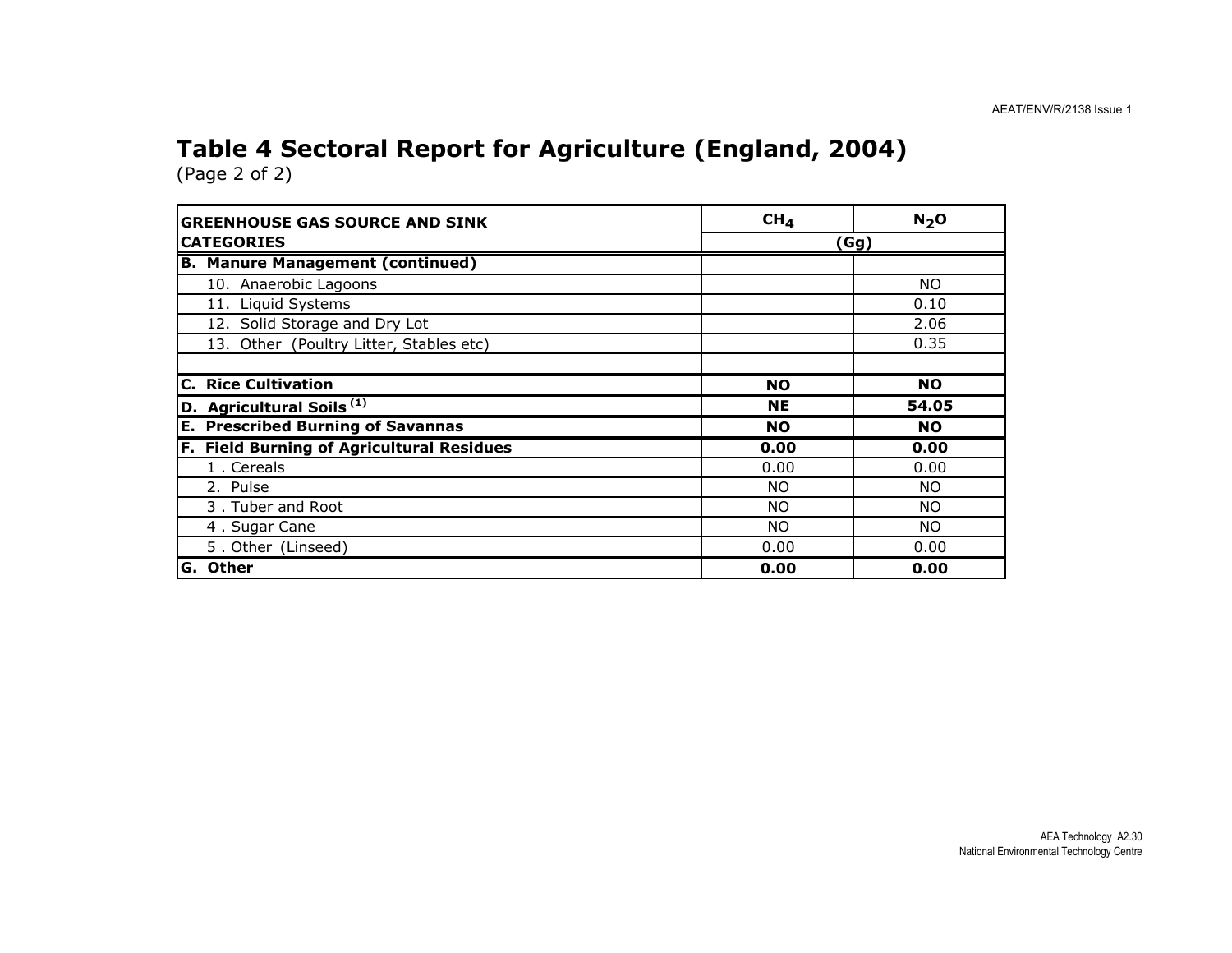# Table 4 Sectoral Report for Agriculture (England, 2004)

(Page 2 of 2)

| GREENHOUSE GAS SOURCE AND SINK CATEGORIES | $CH_4$ | $N_2O$ |
|---|---|---|
| | (Gg) | |
| **B. Manure Management (continued)** | | |
| 10. Anaerobic Lagoons | | NO |
| 11. Liquid Systems | | 0.10 |
| 12. Solid Storage and Dry Lot | | 2.06 |
| 13. Other (Poultry Litter, Stables etc) | | 0.35 |
| | | |
| **C. Rice Cultivation** | **NO** | **NO** |
| **D. Agricultural Soils [1]** | **NE** | **54.05** |
| **E. Prescribed Burning of Savannas** | **NO** | **NO** |
| **F. Field Burning of Agricultural Residues** | **0.00** | **0.00** |
| 1 . Cereals | 0.00 | 0.00 |
| 2. Pulse | NO | NO |
| 3 . Tuber and Root | NO | NO |
| 4 . Sugar Cane | NO | NO |
| 5 . Other (Linseed) | 0.00 | 0.00 |
| **G. Other** | **0.00** | **0.00** |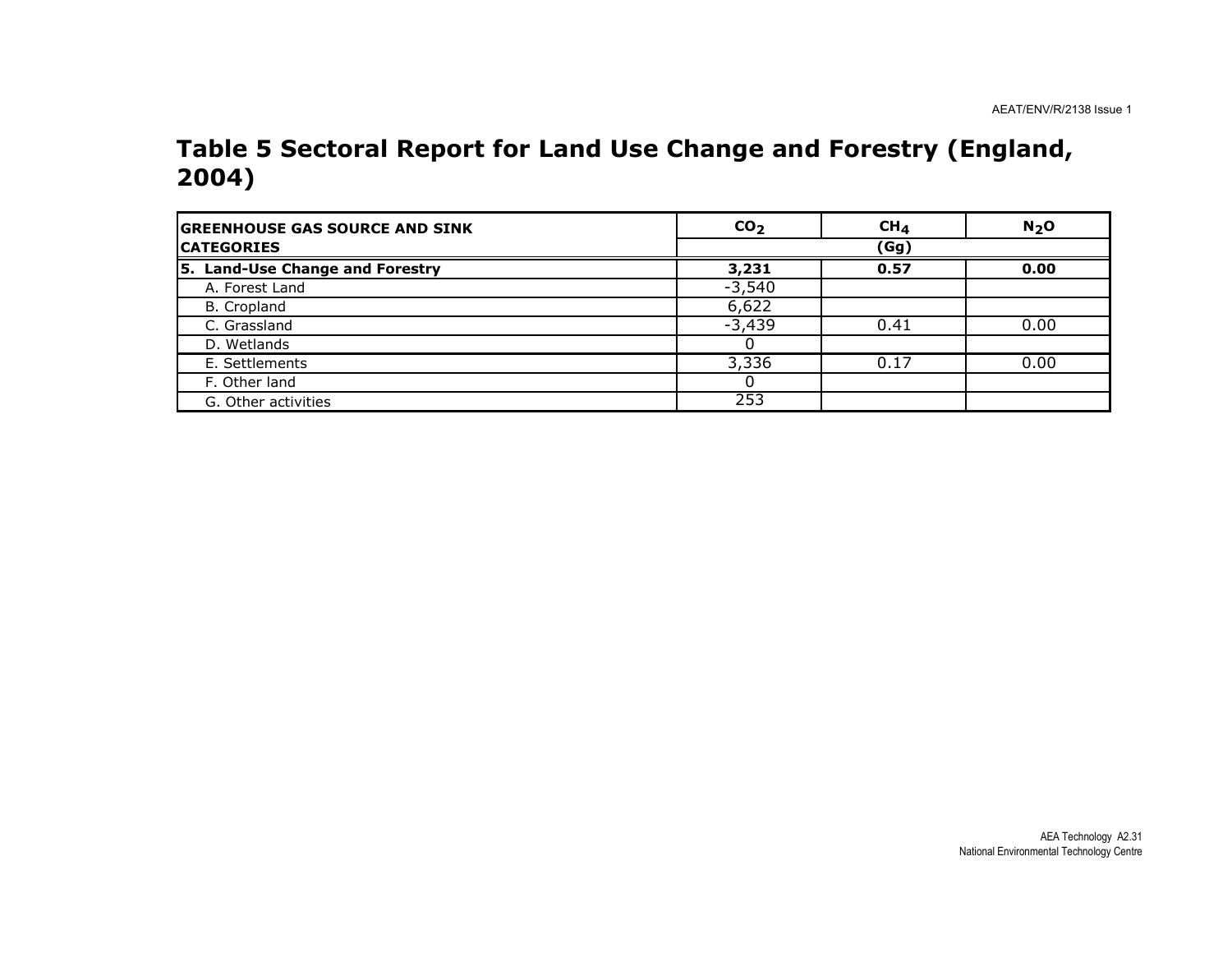# Table 5 Sectoral Report for Land Use Change and Forestry (England, 2004)

| GREENHOUSE GAS SOURCE AND SINK CATEGORIES | $CO_2$ | $CH_4$ | $N_2O$ |
|---|---|---|---|
| | (Gg) | | |
| **5. Land-Use Change and Forestry** | **3,231** | **0.57** | **0.00** |
| A. Forest Land | -3,540 | | |
| B. Cropland | 6,622 | | |
| C. Grassland | -3,439 | 0.41 | 0.00 |
| D. Wetlands | 0 | | |
| E. Settlements | 3,336 | 0.17 | 0.00 |
| F. Other land | 0 | | |
| G. Other activities | 253 | | |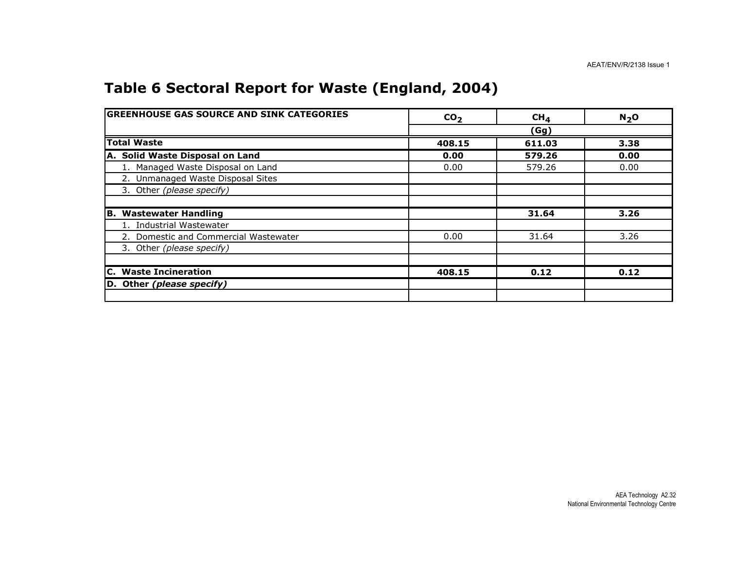## Table 6 Sectoral Report for Waste (England, 2004)

| GREENHOUSE GAS SOURCE AND SINK CATEGORIES | $CO_2$ | $CH_4$ | $N_2O$ |
|---|---|---|---|
| | (Gg) | | |
| **Total Waste** | **408.15** | **611.03** | **3.38** |
| **A. Solid Waste Disposal on Land** | **0.00** | **579.26** | **0.00** |
| 1. Managed Waste Disposal on Land | 0.00 | 579.26 | 0.00 |
| 2. Unmanaged Waste Disposal Sites | | | |
| 3. Other *(please specify)* | | | |
| | | | |
| **B. Wastewater Handling** | | **31.64** | **3.26** |
| 1. Industrial Wastewater | | | |
| 2. Domestic and Commercial Wastewater | 0.00 | 31.64 | 3.26 |
| 3. Other *(please specify)* | | | |
| | | | |
| **C. Waste Incineration** | **408.15** | **0.12** | **0.12** |
| **D. Other *(please specify)*** | | | |
| | | | |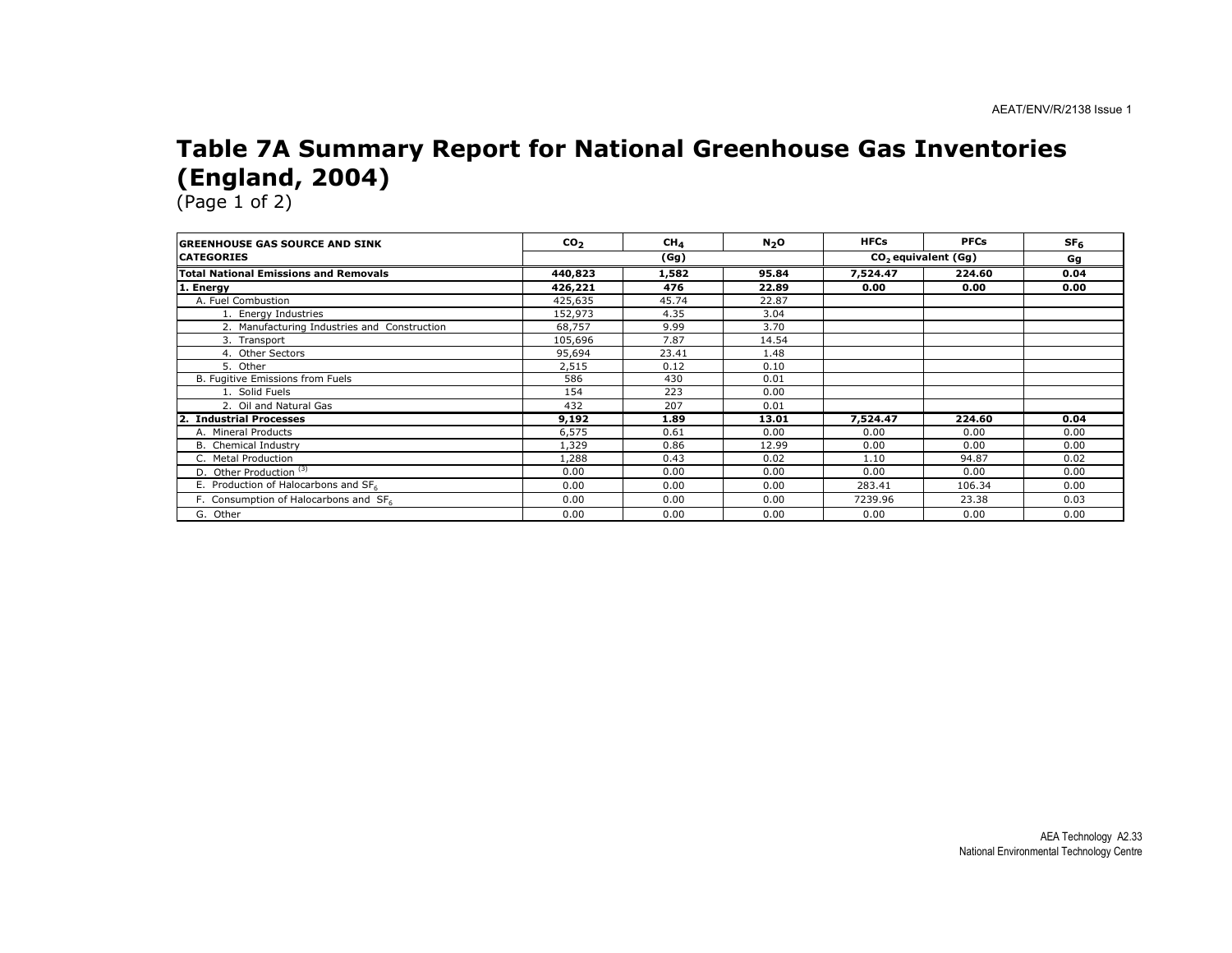# Table 7A Summary Report for National Greenhouse Gas Inventories (England, 2004)

(Page 1 of 2)

| GREENHOUSE GAS SOURCE AND SINK CATEGORIES | $CO_2$ | $CH_4$ | $N_2O$ | HFCs | PFCs | $SF_6$ |
|---|---|---|---|---|---|---|
| | (Gg) | | | $CO_2$ equivalent (Gg) | | Gg |
| **Total National Emissions and Removals** | **440,823** | **1,582** | **95.84** | **7,524.47** | **224.60** | **0.04** |
| **1. Energy** | **426,221** | **476** | **22.89** | **0.00** | **0.00** | **0.00** |
| A. Fuel Combustion | 425,635 | 45.74 | 22.87 | | | |
| 1. Energy Industries | 152,973 | 4.35 | 3.04 | | | |
| 2. Manufacturing Industries and Construction | 68,757 | 9.99 | 3.70 | | | |
| 3. Transport | 105,696 | 7.87 | 14.54 | | | |
| 4. Other Sectors | 95,694 | 23.41 | 1.48 | | | |
| 5. Other | 2,515 | 0.12 | 0.10 | | | |
| B. Fugitive Emissions from Fuels | 586 | 430 | 0.01 | | | |
| 1. Solid Fuels | 154 | 223 | 0.00 | | | |
| 2. Oil and Natural Gas | 432 | 207 | 0.01 | | | |
| **2. Industrial Processes** | **9,192** | **1.89** | **13.01** | **7,524.47** | **224.60** | **0.04** |
| A. Mineral Products | 6,575 | 0.61 | 0.00 | 0.00 | 0.00 | 0.00 |
| B. Chemical Industry | 1,329 | 0.86 | 12.99 | 0.00 | 0.00 | 0.00 |
| C. Metal Production | 1,288 | 0.43 | 0.02 | 1.10 | 94.87 | 0.02 |
| D. Other Production [(3)] | 0.00 | 0.00 | 0.00 | 0.00 | 0.00 | 0.00 |
| E. Production of Halocarbons and $SF_6$ | 0.00 | 0.00 | 0.00 | 283.41 | 106.34 | 0.00 |
| F. Consumption of Halocarbons and $SF_6$ | 0.00 | 0.00 | 0.00 | 7239.96 | 23.38 | 0.03 |
| G. Other | 0.00 | 0.00 | 0.00 | 0.00 | 0.00 | 0.00 |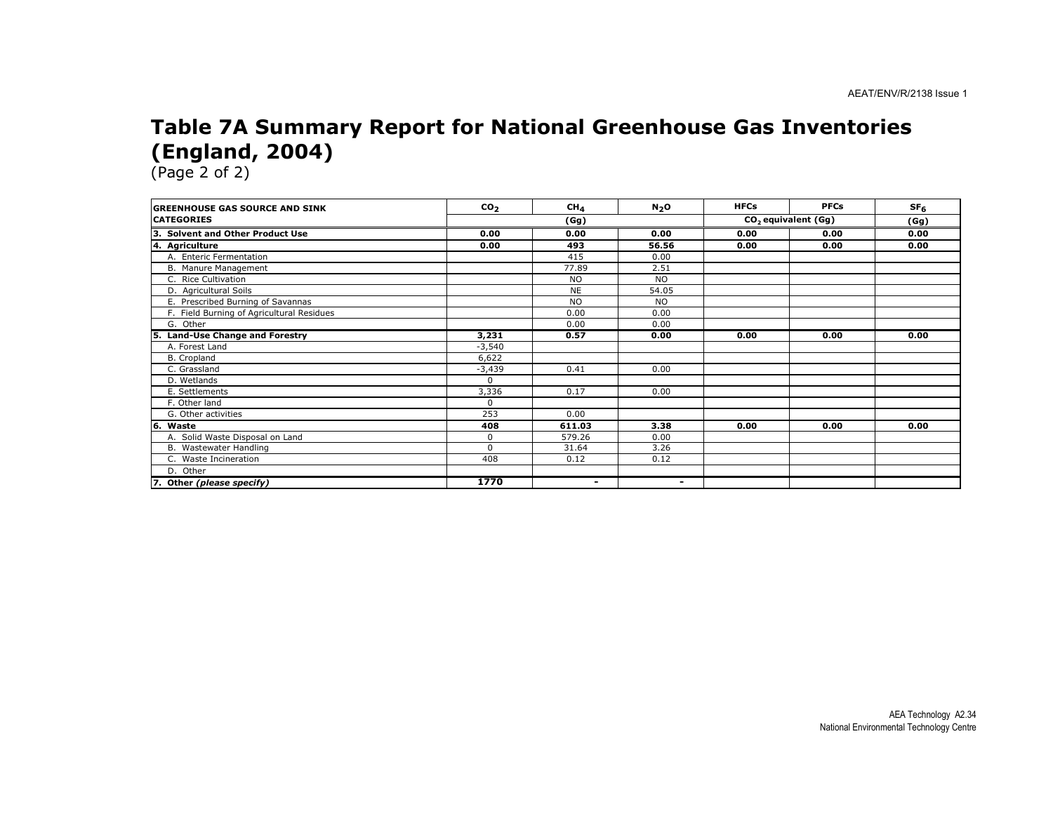# Table 7A Summary Report for National Greenhouse Gas Inventories (England, 2004)

(Page 2 of 2)

| GREENHOUSE GAS SOURCE AND SINK CATEGORIES | $CO_2$ | $CH_4$ | $N_2O$ | HFCs | PFCs | $SF_6$ |
|---|---|---|---|---|---|---|
| | (Gg) | | | $CO_2$ equivalent (Gg) | | (Gg) |
| **3. Solvent and Other Product Use** | **0.00** | **0.00** | **0.00** | **0.00** | **0.00** | **0.00** |
| **4. Agriculture** | **0.00** | **493** | **56.56** | **0.00** | **0.00** | **0.00** |
| A. Enteric Fermentation | | 415 | 0.00 | | | |
| B. Manure Management | | 77.89 | 2.51 | | | |
| C. Rice Cultivation | | NO | NO | | | |
| D. Agricultural Soils | | NE | 54.05 | | | |
| E. Prescribed Burning of Savannas | | NO | NO | | | |
| F. Field Burning of Agricultural Residues | | 0.00 | 0.00 | | | |
| G. Other | | 0.00 | 0.00 | | | |
| **5. Land-Use Change and Forestry** | **3,231** | **0.57** | **0.00** | **0.00** | **0.00** | **0.00** |
| A. Forest Land | -3,540 | | | | | |
| B. Cropland | 6,622 | | | | | |
| C. Grassland | -3,439 | 0.41 | 0.00 | | | |
| D. Wetlands | 0 | | | | | |
| E. Settlements | 3,336 | 0.17 | 0.00 | | | |
| F. Other land | 0 | | | | | |
| G. Other activities | 253 | 0.00 | | | | |
| **6. Waste** | **408** | **611.03** | **3.38** | **0.00** | **0.00** | **0.00** |
| A. Solid Waste Disposal on Land | 0 | 579.26 | 0.00 | | | |
| B. Wastewater Handling | 0 | 31.64 | 3.26 | | | |
| C. Waste Incineration | 408 | 0.12 | 0.12 | | | |
| D. Other | | | | | | |
| **7. Other *(please specify)*** | **1770** | **-** | **-** | | | |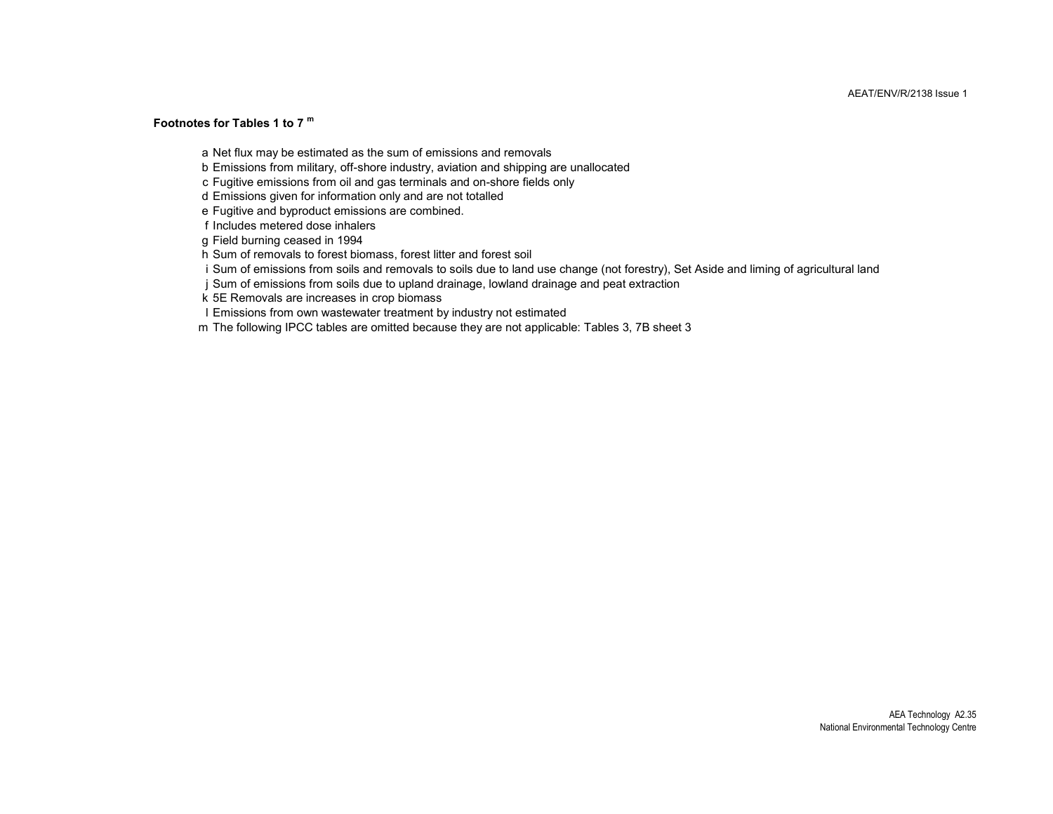**Footnotes for Tables 1 to 7 [m]**

a Net flux may be estimated as the sum of emissions and removals
b Emissions from military, off-shore industry, aviation and shipping are unallocated
c Fugitive emissions from oil and gas terminals and on-shore fields only
d Emissions given for information only and are not totalled
e Fugitive and byproduct emissions are combined.
f Includes metered dose inhalers
g Field burning ceased in 1994
h Sum of removals to forest biomass, forest litter and forest soil
i Sum of emissions from soils and removals to soils due to land use change (not forestry), Set Aside and liming of agricultural land
j Sum of emissions from soils due to upland drainage, lowland drainage and peat extraction
k 5E Removals are increases in crop biomass
l Emissions from own wastewater treatment by industry not estimated
m The following IPCC tables are omitted because they are not applicable: Tables 3, 7B sheet 3